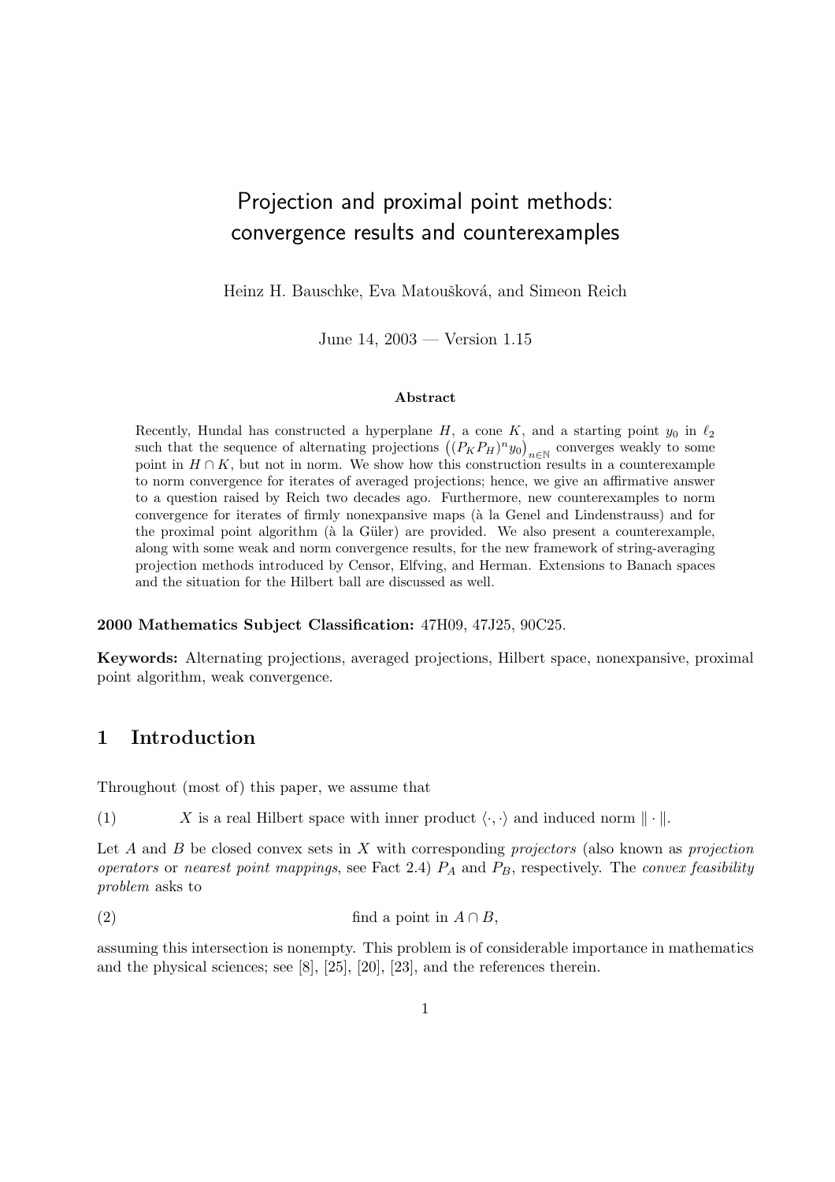# Projection and proximal point methods: convergence results and counterexamples

Heinz H. Bauschke, Eva Matoušková, and Simeon Reich

June 14, 2003 — Version 1.15

### Abstract

Recently, Hundal has constructed a hyperplane $H$, a cone $K$, and a starting point $y_0$ in $\ell_2$ such that the sequence of alternating projections $\big((P_K P_H)^n y_0\big)_{n \in \mathbb{N}}$ converges weakly to some point in $H \cap K$, but not in norm. We show how this construction results in a counterexample to norm convergence for iterates of averaged projections; hence, we give an affirmative answer to a question raised by Reich two decades ago. Furthermore, new counterexamples to norm convergence for iterates of firmly nonexpansive maps (à la Genel and Lindenstrauss) and for the proximal point algorithm (à la Güler) are provided. We also present a counterexample, along with some weak and norm convergence results, for the new framework of string-averaging projection methods introduced by Censor, Elfving, and Herman. Extensions to Banach spaces and the situation for the Hilbert ball are discussed as well.

**2000 Mathematics Subject Classification:** 47H09, 47J25, 90C25.

**Keywords:** Alternating projections, averaged projections, Hilbert space, nonexpansive, proximal point algorithm, weak convergence.

## 1 Introduction

Throughout (most of) this paper, we assume that

(1) $X$ is a real Hilbert space with inner product $\langle \cdot, \cdot \rangle$ and induced norm $\| \cdot \|$.

Let $A$ and $B$ be closed convex sets in $X$ with corresponding *projectors* (also known as *projection operators* or *nearest point mappings*, see Fact 2.4) $P_A$ and $P_B$, respectively. The *convex feasibility problem* asks to

(2) find a point in $A \cap B$,

assuming this intersection is nonempty. This problem is of considerable importance in mathematics and the physical sciences; see [8], [25], [20], [23], and the references therein.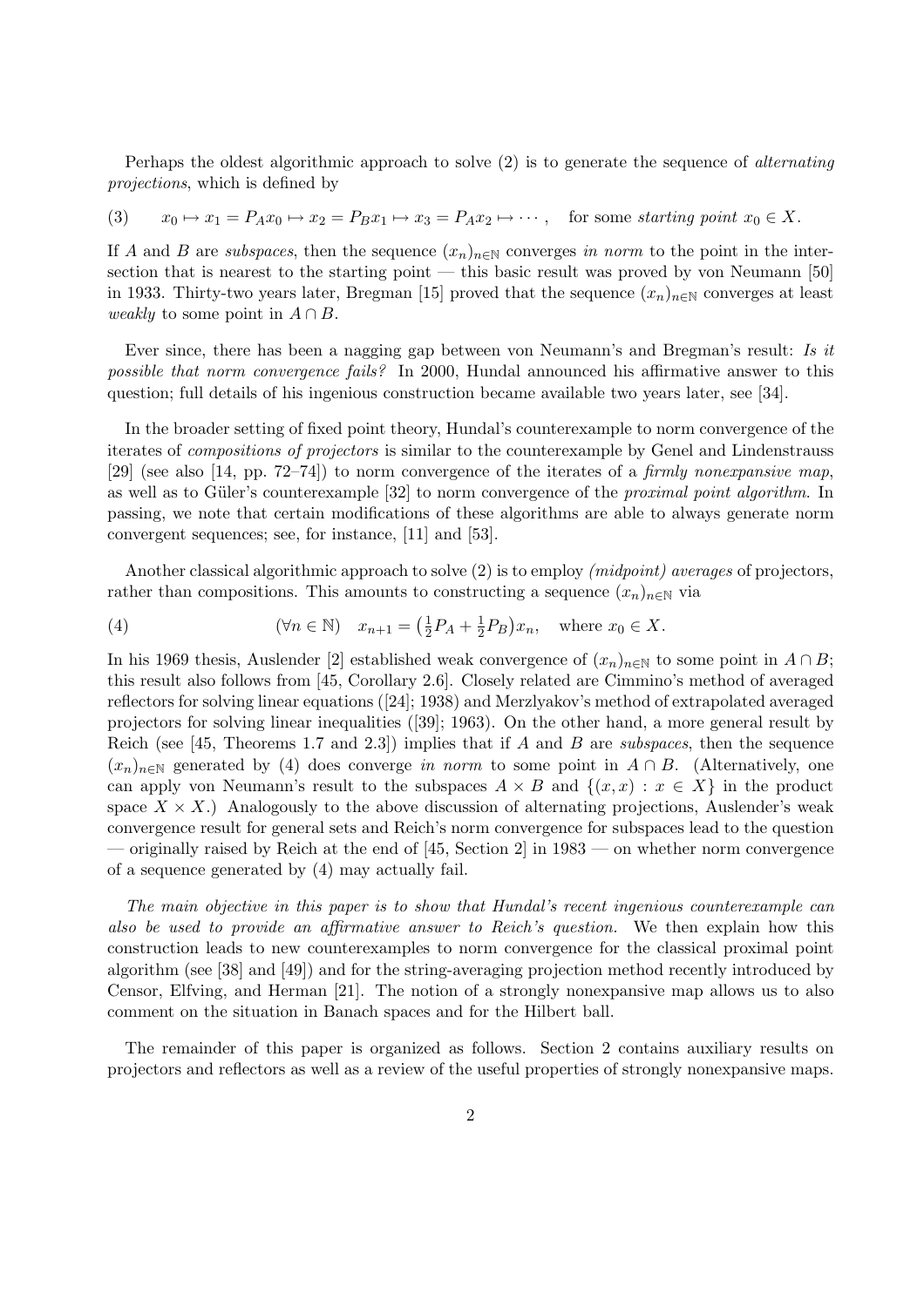Perhaps the oldest algorithmic approach to solve (2) is to generate the sequence of *alternating projections*, which is defined by

$$(3) \qquad x_0 \mapsto x_1 = P_A x_0 \mapsto x_2 = P_B x_1 \mapsto x_3 = P_A x_2 \mapsto \cdots, \quad \text{for some } \textit{starting point } x_0 \in X.$$

If $A$ and $B$ are *subspaces*, then the sequence $(x_n)_{n\in\mathbb{N}}$ converges *in norm* to the point in the intersection that is nearest to the starting point — this basic result was proved by von Neumann [50] in 1933. Thirty-two years later, Bregman [15] proved that the sequence $(x_n)_{n\in\mathbb{N}}$ converges at least *weakly* to some point in $A \cap B$.

Ever since, there has been a nagging gap between von Neumann's and Bregman's result: *Is it possible that norm convergence fails?* In 2000, Hundal announced his affirmative answer to this question; full details of his ingenious construction became available two years later, see [34].

In the broader setting of fixed point theory, Hundal's counterexample to norm convergence of the iterates of *compositions of projectors* is similar to the counterexample by Genel and Lindenstrauss [29] (see also [14, pp. 72–74]) to norm convergence of the iterates of a *firmly nonexpansive map*, as well as to Güler's counterexample [32] to norm convergence of the *proximal point algorithm*. In passing, we note that certain modifications of these algorithms are able to always generate norm convergent sequences; see, for instance, [11] and [53].

Another classical algorithmic approach to solve (2) is to employ *(midpoint) averages* of projectors, rather than compositions. This amounts to constructing a sequence $(x_n)_{n\in\mathbb{N}}$ via

$$(4) \qquad (\forall n \in \mathbb{N}) \quad x_{n+1} = \big(\tfrac{1}{2}P_A + \tfrac{1}{2}P_B\big)x_n, \quad \text{where } x_0 \in X.$$

In his 1969 thesis, Auslender [2] established weak convergence of $(x_n)_{n\in\mathbb{N}}$ to some point in $A \cap B$; this result also follows from [45, Corollary 2.6]. Closely related are Cimmino's method of averaged reflectors for solving linear equations ([24]; 1938) and Merzlyakov's method of extrapolated averaged projectors for solving linear inequalities ([39]; 1963). On the other hand, a more general result by Reich (see [45, Theorems 1.7 and 2.3]) implies that if $A$ and $B$ are *subspaces*, then the sequence $(x_n)_{n\in\mathbb{N}}$ generated by (4) does converge *in norm* to some point in $A \cap B$. (Alternatively, one can apply von Neumann's result to the subspaces $A \times B$ and $\{(x, x) : x \in X\}$ in the product space $X \times X$.) Analogously to the above discussion of alternating projections, Auslender's weak convergence result for general sets and Reich's norm convergence for subspaces lead to the question — originally raised by Reich at the end of [45, Section 2] in 1983 — on whether norm convergence of a sequence generated by (4) may actually fail.

*The main objective in this paper is to show that Hundal's recent ingenious counterexample can also be used to provide an affirmative answer to Reich's question.* We then explain how this construction leads to new counterexamples to norm convergence for the classical proximal point algorithm (see [38] and [49]) and for the string-averaging projection method recently introduced by Censor, Elfving, and Herman [21]. The notion of a strongly nonexpansive map allows us to also comment on the situation in Banach spaces and for the Hilbert ball.

The remainder of this paper is organized as follows. Section 2 contains auxiliary results on projectors and reflectors as well as a review of the useful properties of strongly nonexpansive maps.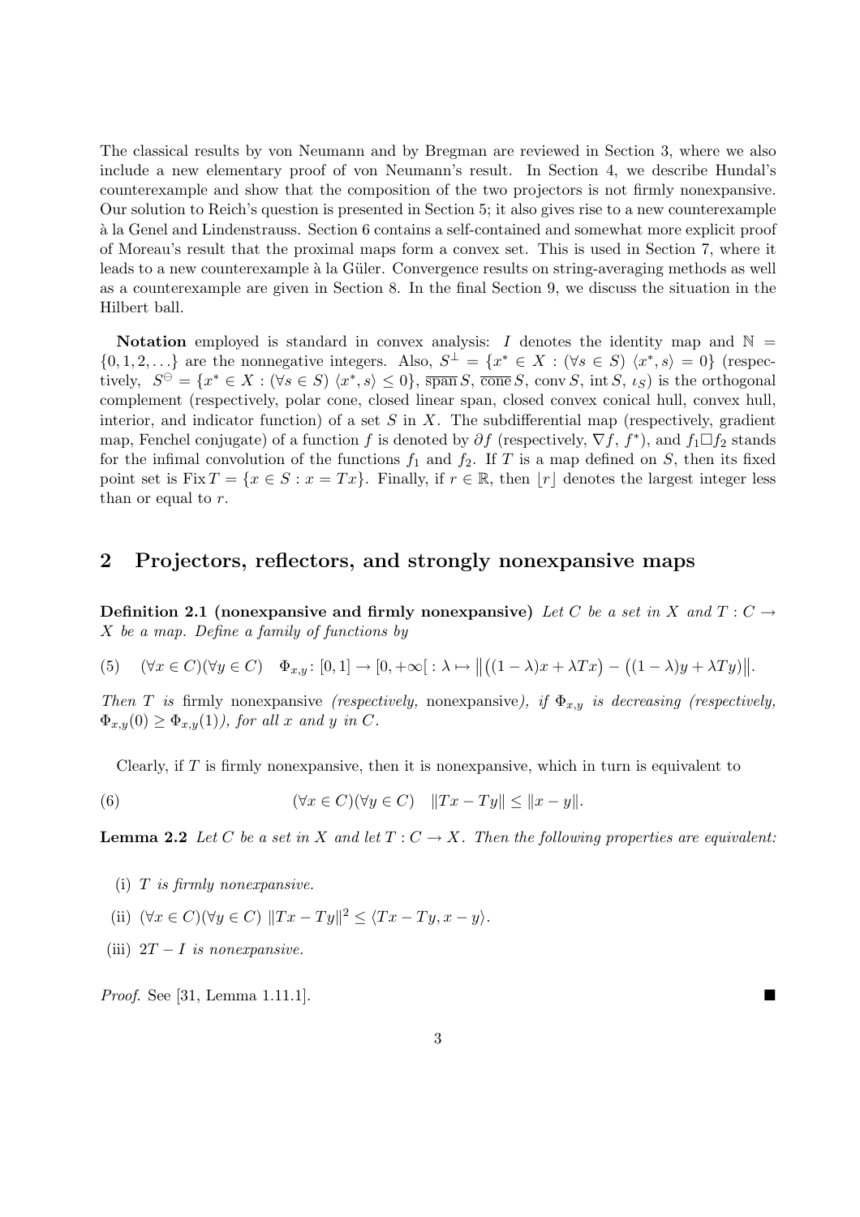The classical results by von Neumann and by Bregman are reviewed in Section 3, where we also include a new elementary proof of von Neumann's result. In Section 4, we describe Hundal's counterexample and show that the composition of the two projectors is not firmly nonexpansive. Our solution to Reich's question is presented in Section 5; it also gives rise to a new counterexample à la Genel and Lindenstrauss. Section 6 contains a self-contained and somewhat more explicit proof of Moreau's result that the proximal maps form a convex set. This is used in Section 7, where it leads to a new counterexample à la Güler. Convergence results on string-averaging methods as well as a counterexample are given in Section 8. In the final Section 9, we discuss the situation in the Hilbert ball.

**Notation** employed is standard in convex analysis: $I$ denotes the identity map and $\mathbb{N} = \{0, 1, 2, \ldots\}$ are the nonnegative integers. Also, $S^{\perp} = \{x^* \in X : (\forall s \in S)\ \langle x^*, s\rangle = 0\}$ (respectively, $S^{\ominus} = \{x^* \in X : (\forall s \in S)\ \langle x^*, s\rangle \leq 0\}$, $\overline{\operatorname{span}}\, S$, $\overline{\operatorname{cone}}\, S$, $\operatorname{conv} S$, $\operatorname{int} S$, $\iota_S$) is the orthogonal complement (respectively, polar cone, closed linear span, closed convex conical hull, convex hull, interior, and indicator function) of a set $S$ in $X$. The subdifferential map (respectively, gradient map, Fenchel conjugate) of a function $f$ is denoted by $\partial f$ (respectively, $\nabla f$, $f^*$), and $f_1 \Box f_2$ stands for the infimal convolution of the functions $f_1$ and $f_2$. If $T$ is a map defined on $S$, then its fixed point set is $\operatorname{Fix} T = \{x \in S : x = Tx\}$. Finally, if $r \in \mathbb{R}$, then $\lfloor r \rfloor$ denotes the largest integer less than or equal to $r$.

## 2 Projectors, reflectors, and strongly nonexpansive maps

**Definition 2.1 (nonexpansive and firmly nonexpansive)** *Let $C$ be a set in $X$ and $T : C \to X$ be a map. Define a family of functions by*

$$(5) \quad (\forall x \in C)(\forall y \in C) \quad \Phi_{x,y} \colon [0, 1] \to [0, +\infty[\, : \lambda \mapsto \big\| \big((1-\lambda)x + \lambda Tx\big) - \big((1-\lambda)y + \lambda Ty\big)\big\|.$$

*Then $T$ is* firmly nonexpansive *(respectively,* nonexpansive*), if $\Phi_{x,y}$ is decreasing (respectively, $\Phi_{x,y}(0) \geq \Phi_{x,y}(1)$), for all $x$ and $y$ in $C$.*

Clearly, if $T$ is firmly nonexpansive, then it is nonexpansive, which in turn is equivalent to

$$(6) \qquad (\forall x \in C)(\forall y \in C) \quad \|Tx - Ty\| \leq \|x - y\|.$$

**Lemma 2.2** *Let $C$ be a set in $X$ and let $T : C \to X$. Then the following properties are equivalent:*

(i) *$T$ is firmly nonexpansive.*

(ii) $(\forall x \in C)(\forall y \in C)\ \|Tx - Ty\|^2 \leq \langle Tx - Ty, x - y\rangle$.

(iii) *$2T - I$ is nonexpansive.*

*Proof.* See [31, Lemma 1.11.1]. ■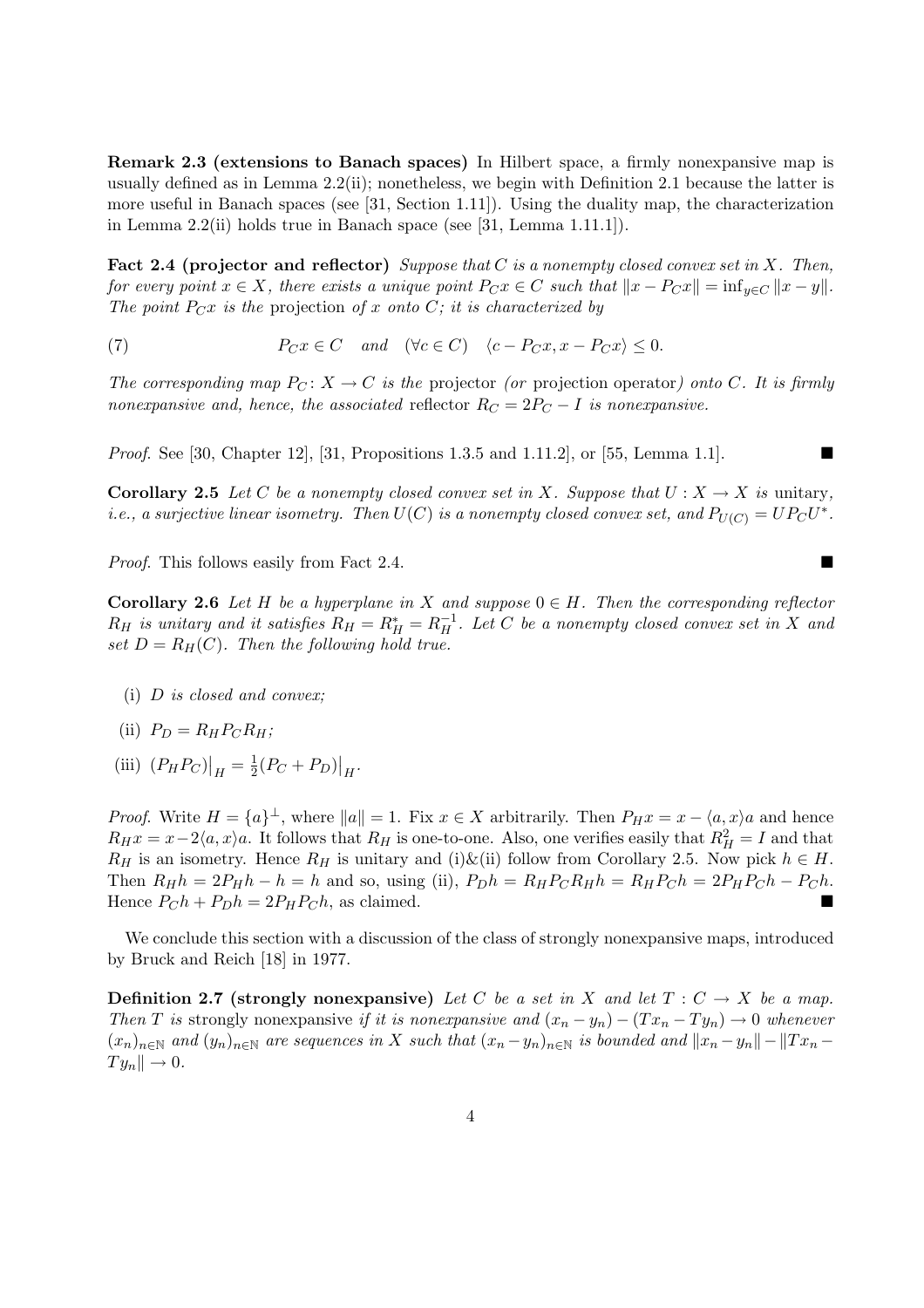**Remark 2.3 (extensions to Banach spaces)** In Hilbert space, a firmly nonexpansive map is usually defined as in Lemma 2.2(ii); nonetheless, we begin with Definition 2.1 because the latter is more useful in Banach spaces (see [31, Section 1.11]). Using the duality map, the characterization in Lemma 2.2(ii) holds true in Banach space (see [31, Lemma 1.11.1]).

**Fact 2.4 (projector and reflector)** *Suppose that $C$ is a nonempty closed convex set in $X$. Then, for every point $x \in X$, there exists a unique point $P_C x \in C$ such that $\|x - P_C x\| = \inf_{y \in C} \|x - y\|$. The point $P_C x$ is the* projection *of $x$ onto $C$; it is characterized by*

$$P_C x \in C \quad \text{and} \quad (\forall c \in C) \quad \langle c - P_C x, x - P_C x \rangle \leq 0. \tag{7}$$

*The corresponding map $P_C \colon X \to C$ is the* projector *(or* projection operator*) onto $C$. It is firmly nonexpansive and, hence, the associated* reflector *$R_C = 2P_C - I$ is nonexpansive.*

*Proof.* See [30, Chapter 12], [31, Propositions 1.3.5 and 1.11.2], or [55, Lemma 1.1]. ∎

**Corollary 2.5** *Let $C$ be a nonempty closed convex set in $X$. Suppose that $U : X \to X$ is* unitary*, i.e., a surjective linear isometry. Then $U(C)$ is a nonempty closed convex set, and $P_{U(C)} = UP_C U^*$.*

*Proof.* This follows easily from Fact 2.4. ∎

**Corollary 2.6** *Let $H$ be a hyperplane in $X$ and suppose $0 \in H$. Then the corresponding reflector $R_H$ is unitary and it satisfies $R_H = R_H^* = R_H^{-1}$. Let $C$ be a nonempty closed convex set in $X$ and set $D = R_H(C)$. Then the following hold true.*

(i) *$D$ is closed and convex;*

(ii) *$P_D = R_H P_C R_H$;*

(iii) *$(P_H P_C)\big|_H = \frac{1}{2}(P_C + P_D)\big|_H$.*

*Proof.* Write $H = \{a\}^\perp$, where $\|a\| = 1$. Fix $x \in X$ arbitrarily. Then $P_H x = x - \langle a, x \rangle a$ and hence $R_H x = x - 2\langle a, x \rangle a$. It follows that $R_H$ is one-to-one. Also, one verifies easily that $R_H^2 = I$ and that $R_H$ is an isometry. Hence $R_H$ is unitary and (i)&(ii) follow from Corollary 2.5. Now pick $h \in H$. Then $R_H h = 2P_H h - h = h$ and so, using (ii), $P_D h = R_H P_C R_H h = R_H P_C h = 2P_H P_C h - P_C h$. Hence $P_C h + P_D h = 2P_H P_C h$, as claimed. ∎

We conclude this section with a discussion of the class of strongly nonexpansive maps, introduced by Bruck and Reich [18] in 1977.

**Definition 2.7 (strongly nonexpansive)** *Let $C$ be a set in $X$ and let $T : C \to X$ be a map. Then $T$ is* strongly nonexpansive *if it is nonexpansive and $(x_n - y_n) - (Tx_n - Ty_n) \to 0$ whenever $(x_n)_{n \in \mathbb{N}}$ and $(y_n)_{n \in \mathbb{N}}$ are sequences in $X$ such that $(x_n - y_n)_{n \in \mathbb{N}}$ is bounded and $\|x_n - y_n\| - \|Tx_n - Ty_n\| \to 0$.*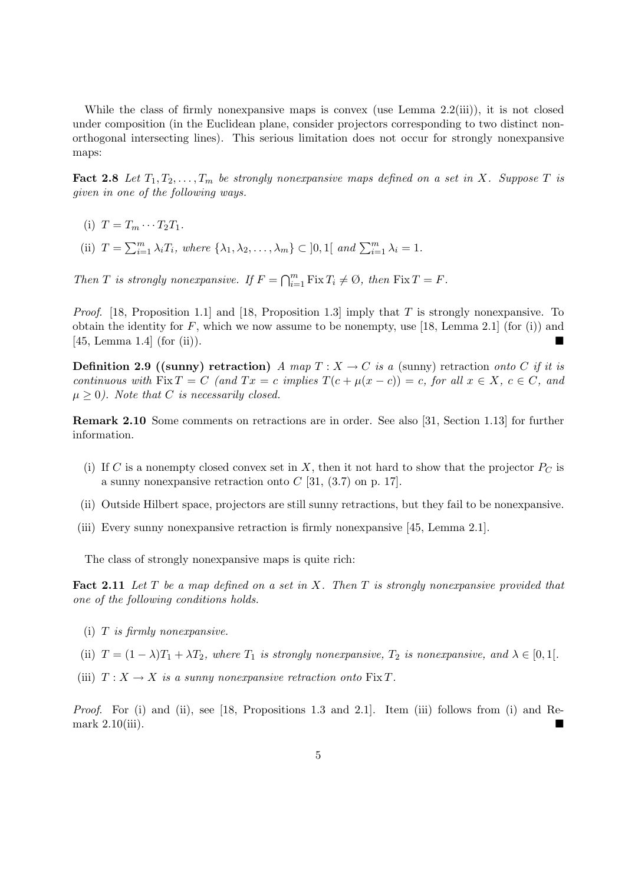While the class of firmly nonexpansive maps is convex (use Lemma 2.2(iii)), it is not closed under composition (in the Euclidean plane, consider projectors corresponding to two distinct non-orthogonal intersecting lines). This serious limitation does not occur for strongly nonexpansive maps:

**Fact 2.8** *Let $T_1, T_2, \ldots, T_m$ be strongly nonexpansive maps defined on a set in $X$. Suppose $T$ is given in one of the following ways.*

(i) $T = T_m \cdots T_2 T_1$.

(ii) $T = \sum_{i=1}^m \lambda_i T_i$, *where* $\{\lambda_1, \lambda_2, \ldots, \lambda_m\} \subset ]0,1[$ *and* $\sum_{i=1}^m \lambda_i = 1$.

*Then $T$ is strongly nonexpansive. If $F = \bigcap_{i=1}^m \operatorname{Fix} T_i \neq \varnothing$, then $\operatorname{Fix} T = F$.*

*Proof.* [18, Proposition 1.1] and [18, Proposition 1.3] imply that $T$ is strongly nonexpansive. To obtain the identity for $F$, which we now assume to be nonempty, use [18, Lemma 2.1] (for (i)) and [45, Lemma 1.4] (for (ii)). ■

**Definition 2.9 ((sunny) retraction)** *A map $T : X \to C$ is a* (sunny) retraction *onto $C$ if it is continuous with $\operatorname{Fix} T = C$ (and $Tx = c$ implies $T(c + \mu(x - c)) = c$, for all $x \in X$, $c \in C$, and $\mu \geq 0$). Note that $C$ is necessarily closed.*

**Remark 2.10** Some comments on retractions are in order. See also [31, Section 1.13] for further information.

(i) If $C$ is a nonempty closed convex set in $X$, then it not hard to show that the projector $P_C$ is a sunny nonexpansive retraction onto $C$ [31, (3.7) on p. 17].

(ii) Outside Hilbert space, projectors are still sunny retractions, but they fail to be nonexpansive.

(iii) Every sunny nonexpansive retraction is firmly nonexpansive [45, Lemma 2.1].

The class of strongly nonexpansive maps is quite rich:

**Fact 2.11** *Let $T$ be a map defined on a set in $X$. Then $T$ is strongly nonexpansive provided that one of the following conditions holds.*

(i) *$T$ is firmly nonexpansive.*

(ii) $T = (1 - \lambda)T_1 + \lambda T_2$, *where $T_1$ is strongly nonexpansive, $T_2$ is nonexpansive, and* $\lambda \in [0, 1[$.

(iii) $T : X \to X$ *is a sunny nonexpansive retraction onto* $\operatorname{Fix} T$.

*Proof.* For (i) and (ii), see [18, Propositions 1.3 and 2.1]. Item (iii) follows from (i) and Remark 2.10(iii). ■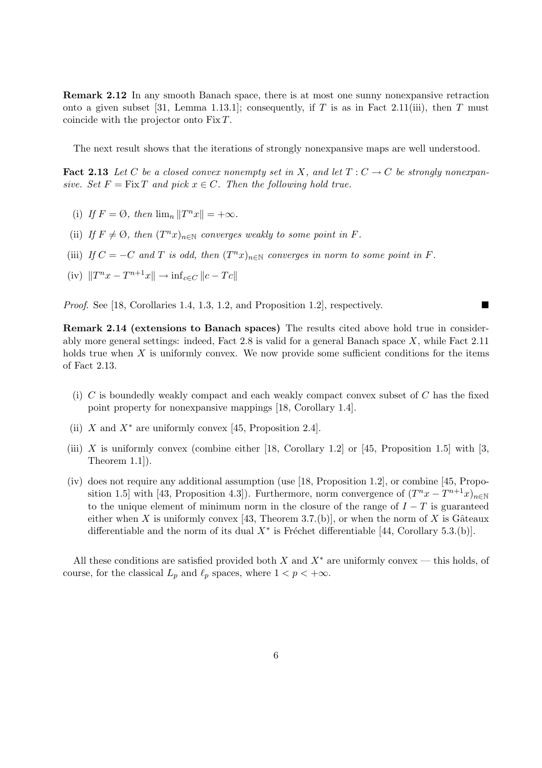**Remark 2.12** In any smooth Banach space, there is at most one sunny nonexpansive retraction onto a given subset [31, Lemma 1.13.1]; consequently, if $T$ is as in Fact 2.11(iii), then $T$ must coincide with the projector onto $\operatorname{Fix} T$.

The next result shows that the iterations of strongly nonexpansive maps are well understood.

**Fact 2.13** *Let $C$ be a closed convex nonempty set in $X$, and let $T : C \to C$ be strongly nonexpansive. Set $F = \operatorname{Fix} T$ and pick $x \in C$. Then the following hold true.*

- (i) *If $F = \varnothing$, then $\lim_n \|T^n x\| = +\infty$.*
- (ii) *If $F \neq \varnothing$, then $(T^n x)_{n\in\mathbb{N}}$ converges weakly to some point in $F$.*
- (iii) *If $C = -C$ and $T$ is odd, then $(T^n x)_{n\in\mathbb{N}}$ converges in norm to some point in $F$.*
- (iv) $\|T^n x - T^{n+1} x\| \to \inf_{c\in C} \|c - Tc\|$

*Proof.* See [18, Corollaries 1.4, 1.3, 1.2, and Proposition 1.2], respectively. ■

**Remark 2.14 (extensions to Banach spaces)** The results cited above hold true in considerably more general settings: indeed, Fact 2.8 is valid for a general Banach space $X$, while Fact 2.11 holds true when $X$ is uniformly convex. We now provide some sufficient conditions for the items of Fact 2.13.

- (i) $C$ is boundedly weakly compact and each weakly compact convex subset of $C$ has the fixed point property for nonexpansive mappings [18, Corollary 1.4].
- (ii) $X$ and $X^*$ are uniformly convex [45, Proposition 2.4].
- (iii) $X$ is uniformly convex (combine either [18, Corollary 1.2] or [45, Proposition 1.5] with [3, Theorem 1.1]).
- (iv) does not require any additional assumption (use [18, Proposition 1.2], or combine [45, Proposition 1.5] with [43, Proposition 4.3]). Furthermore, norm convergence of $(T^n x - T^{n+1} x)_{n\in\mathbb{N}}$ to the unique element of minimum norm in the closure of the range of $I - T$ is guaranteed either when $X$ is uniformly convex [43, Theorem 3.7.(b)], or when the norm of $X$ is Gâteaux differentiable and the norm of its dual $X^*$ is Fréchet differentiable [44, Corollary 5.3.(b)].

All these conditions are satisfied provided both $X$ and $X^*$ are uniformly convex — this holds, of course, for the classical $L_p$ and $\ell_p$ spaces, where $1 < p < +\infty$.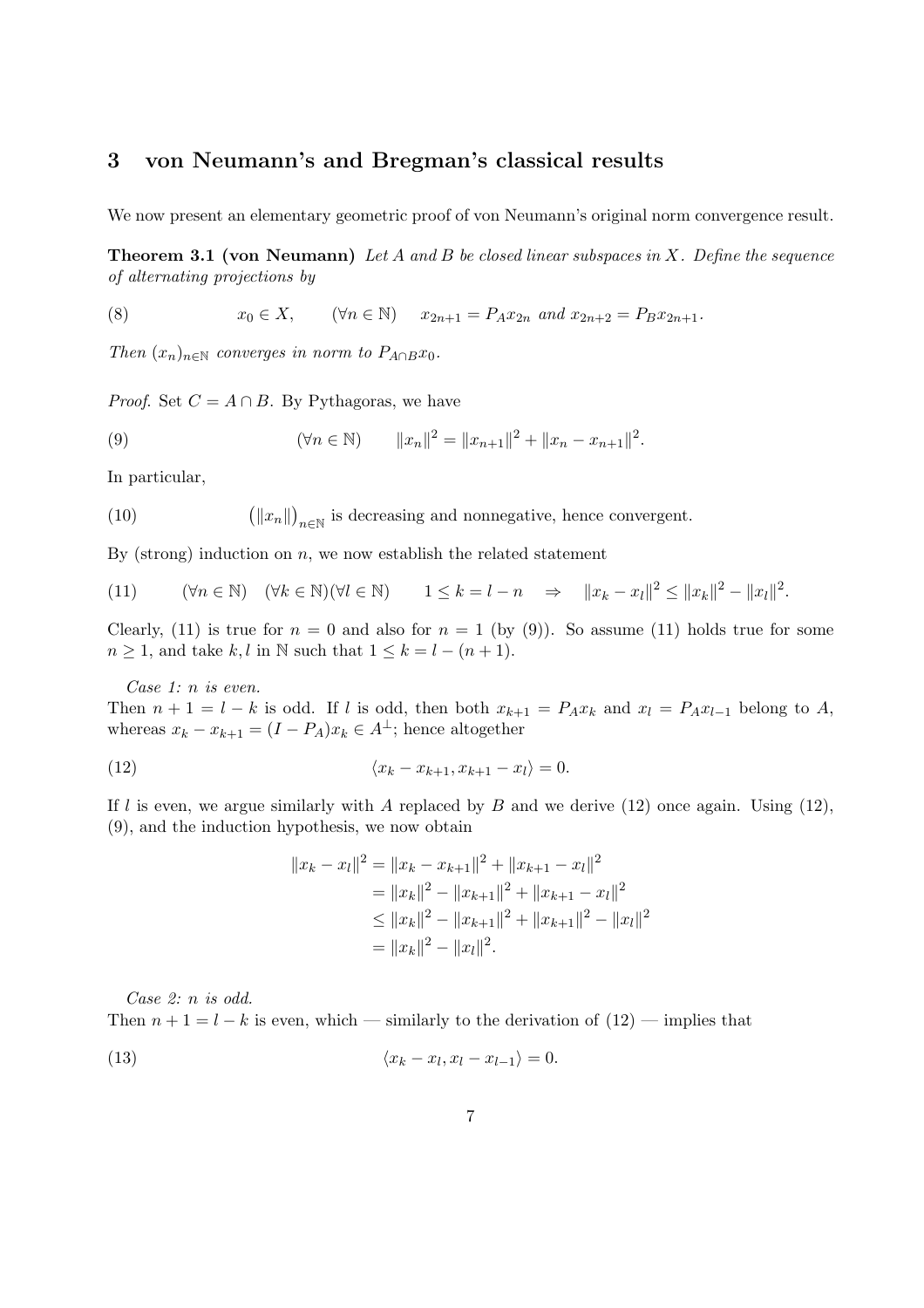## 3 von Neumann's and Bregman's classical results

We now present an elementary geometric proof of von Neumann's original norm convergence result.

**Theorem 3.1 (von Neumann)** *Let $A$ and $B$ be closed linear subspaces in $X$. Define the sequence of alternating projections by*

$$x_0 \in X, \qquad (\forall n \in \mathbb{N}) \quad x_{2n+1} = P_A x_{2n} \text{ and } x_{2n+2} = P_B x_{2n+1}. \tag{8}$$

*Then $(x_n)_{n\in\mathbb{N}}$ converges in norm to $P_{A\cap B}x_0$.*

*Proof.* Set $C = A \cap B$. By Pythagoras, we have

$$(\forall n \in \mathbb{N}) \qquad \|x_n\|^2 = \|x_{n+1}\|^2 + \|x_n - x_{n+1}\|^2. \tag{9}$$

In particular,

$$\big(\|x_n\|\big)_{n\in\mathbb{N}} \text{ is decreasing and nonnegative, hence convergent.} \tag{10}$$

By (strong) induction on $n$, we now establish the related statement

$$(\forall n \in \mathbb{N}) \quad (\forall k \in \mathbb{N})(\forall l \in \mathbb{N}) \qquad 1 \leq k = l - n \quad \Rightarrow \quad \|x_k - x_l\|^2 \leq \|x_k\|^2 - \|x_l\|^2. \tag{11}$$

Clearly, (11) is true for $n = 0$ and also for $n = 1$ (by (9)). So assume (11) holds true for some $n \geq 1$, and take $k, l$ in $\mathbb{N}$ such that $1 \leq k = l - (n+1)$.

*Case 1: $n$ is even.*
Then $n + 1 = l - k$ is odd. If $l$ is odd, then both $x_{k+1} = P_A x_k$ and $x_l = P_A x_{l-1}$ belong to $A$, whereas $x_k - x_{k+1} = (I - P_A)x_k \in A^\perp$; hence altogether

$$\langle x_k - x_{k+1}, x_{k+1} - x_l \rangle = 0. \tag{12}$$

If $l$ is even, we argue similarly with $A$ replaced by $B$ and we derive (12) once again. Using (12), (9), and the induction hypothesis, we now obtain

$$\begin{aligned}
\|x_k - x_l\|^2 &= \|x_k - x_{k+1}\|^2 + \|x_{k+1} - x_l\|^2 \\
&= \|x_k\|^2 - \|x_{k+1}\|^2 + \|x_{k+1} - x_l\|^2 \\
&\leq \|x_k\|^2 - \|x_{k+1}\|^2 + \|x_{k+1}\|^2 - \|x_l\|^2 \\
&= \|x_k\|^2 - \|x_l\|^2.
\end{aligned}$$

*Case 2: $n$ is odd.*
Then $n + 1 = l - k$ is even, which — similarly to the derivation of (12) — implies that

$$\langle x_k - x_l, x_l - x_{l-1} \rangle = 0. \tag{13}$$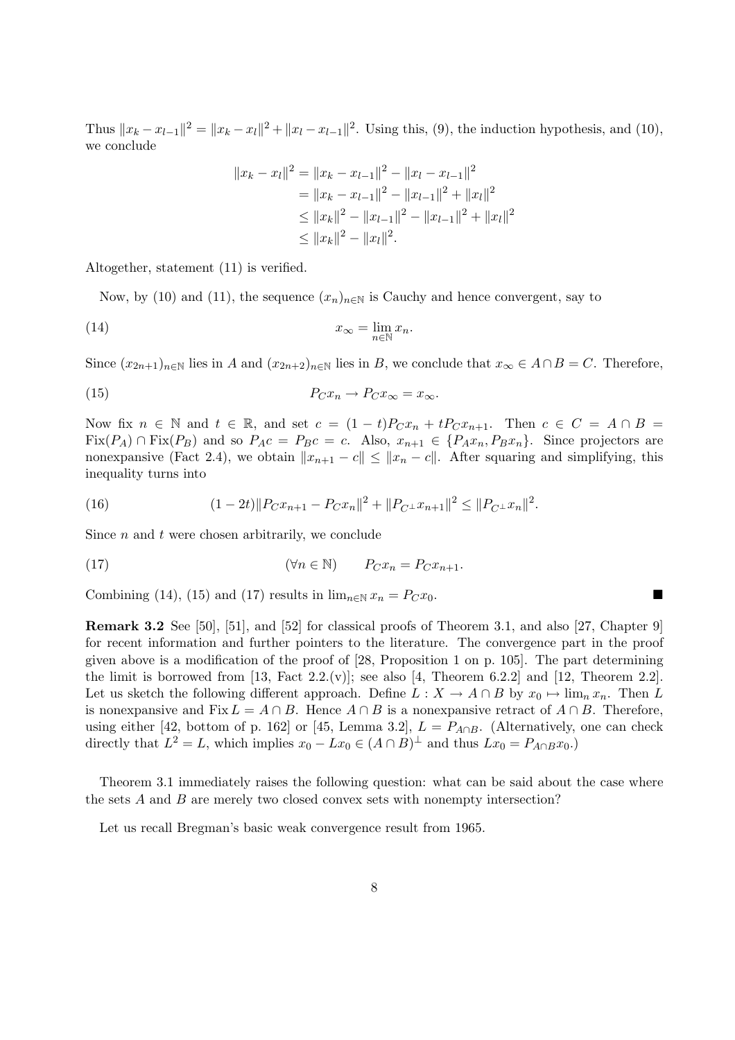Thus $\|x_k - x_{l-1}\|^2 = \|x_k - x_l\|^2 + \|x_l - x_{l-1}\|^2$. Using this, (9), the induction hypothesis, and (10), we conclude

$$\begin{aligned}
\|x_k - x_l\|^2 &= \|x_k - x_{l-1}\|^2 - \|x_l - x_{l-1}\|^2 \\
&= \|x_k - x_{l-1}\|^2 - \|x_{l-1}\|^2 + \|x_l\|^2 \\
&\leq \|x_k\|^2 - \|x_{l-1}\|^2 - \|x_{l-1}\|^2 + \|x_l\|^2 \\
&\leq \|x_k\|^2 - \|x_l\|^2.
\end{aligned}$$

Altogether, statement (11) is verified.

Now, by (10) and (11), the sequence $(x_n)_{n\in\mathbb{N}}$ is Cauchy and hence convergent, say to

$$x_\infty = \lim_{n\in\mathbb{N}} x_n. \tag{14}$$

Since $(x_{2n+1})_{n\in\mathbb{N}}$ lies in $A$ and $(x_{2n+2})_{n\in\mathbb{N}}$ lies in $B$, we conclude that $x_\infty \in A \cap B = C$. Therefore,

$$P_C x_n \to P_C x_\infty = x_\infty. \tag{15}$$

Now fix $n \in \mathbb{N}$ and $t \in \mathbb{R}$, and set $c = (1-t)P_C x_n + tP_C x_{n+1}$. Then $c \in C = A \cap B = \operatorname{Fix}(P_A) \cap \operatorname{Fix}(P_B)$ and so $P_A c = P_B c = c$. Also, $x_{n+1} \in \{P_A x_n, P_B x_n\}$. Since projectors are nonexpansive (Fact 2.4), we obtain $\|x_{n+1} - c\| \leq \|x_n - c\|$. After squaring and simplifying, this inequality turns into

$$(1-2t)\|P_C x_{n+1} - P_C x_n\|^2 + \|P_{C^\perp} x_{n+1}\|^2 \leq \|P_{C^\perp} x_n\|^2. \tag{16}$$

Since $n$ and $t$ were chosen arbitrarily, we conclude

$$(\forall n \in \mathbb{N}) \qquad P_C x_n = P_C x_{n+1}. \tag{17}$$

Combining (14), (15) and (17) results in $\lim_{n\in\mathbb{N}} x_n = P_C x_0$. ■

**Remark 3.2** See [50], [51], and [52] for classical proofs of Theorem 3.1, and also [27, Chapter 9] for recent information and further pointers to the literature. The convergence part in the proof given above is a modification of the proof of [28, Proposition 1 on p. 105]. The part determining the limit is borrowed from [13, Fact 2.2.(v)]; see also [4, Theorem 6.2.2] and [12, Theorem 2.2]. Let us sketch the following different approach. Define $L : X \to A \cap B$ by $x_0 \mapsto \lim_n x_n$. Then $L$ is nonexpansive and $\operatorname{Fix} L = A \cap B$. Hence $A \cap B$ is a nonexpansive retract of $A \cap B$. Therefore, using either [42, bottom of p. 162] or [45, Lemma 3.2], $L = P_{A\cap B}$. (Alternatively, one can check directly that $L^2 = L$, which implies $x_0 - Lx_0 \in (A \cap B)^\perp$ and thus $Lx_0 = P_{A\cap B} x_0$.)

Theorem 3.1 immediately raises the following question: what can be said about the case where the sets $A$ and $B$ are merely two closed convex sets with nonempty intersection?

Let us recall Bregman's basic weak convergence result from 1965.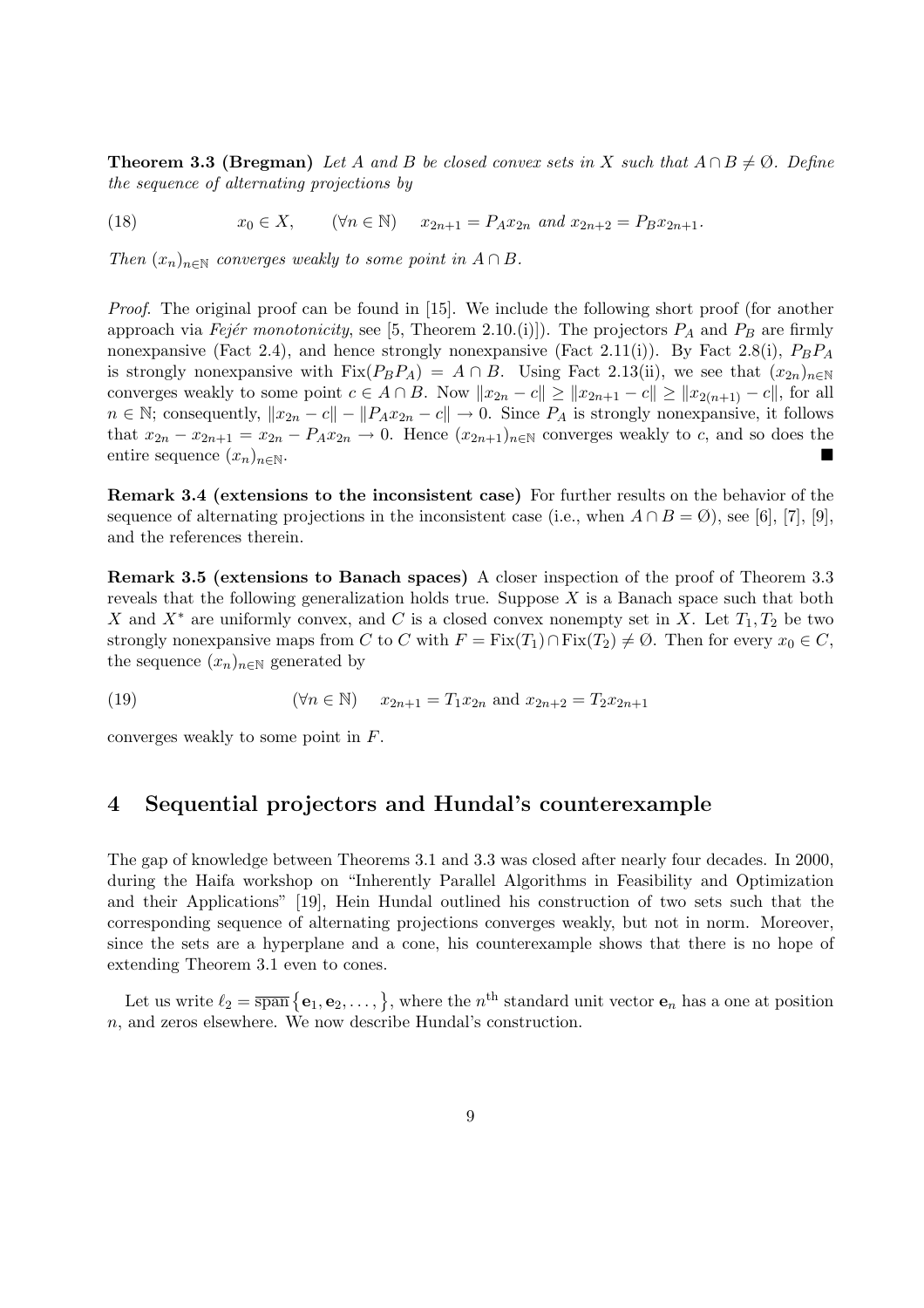**Theorem 3.3 (Bregman)** *Let $A$ and $B$ be closed convex sets in $X$ such that $A \cap B \neq \varnothing$. Define the sequence of alternating projections by*

$$x_0 \in X, \qquad (\forall n \in \mathbb{N}) \quad x_{2n+1} = P_A x_{2n} \text{ and } x_{2n+2} = P_B x_{2n+1}. \tag{18}$$

*Then $(x_n)_{n\in\mathbb{N}}$ converges weakly to some point in $A \cap B$.*

*Proof.* The original proof can be found in [15]. We include the following short proof (for another approach via *Fejér monotonicity*, see [5, Theorem 2.10.(i)]). The projectors $P_A$ and $P_B$ are firmly nonexpansive (Fact 2.4), and hence strongly nonexpansive (Fact 2.11(i)). By Fact 2.8(i), $P_B P_A$ is strongly nonexpansive with $\operatorname{Fix}(P_B P_A) = A \cap B$. Using Fact 2.13(ii), we see that $(x_{2n})_{n\in\mathbb{N}}$ converges weakly to some point $c \in A \cap B$. Now $\|x_{2n} - c\| \geq \|x_{2n+1} - c\| \geq \|x_{2(n+1)} - c\|$, for all $n \in \mathbb{N}$; consequently, $\|x_{2n} - c\| - \|P_A x_{2n} - c\| \to 0$. Since $P_A$ is strongly nonexpansive, it follows that $x_{2n} - x_{2n+1} = x_{2n} - P_A x_{2n} \to 0$. Hence $(x_{2n+1})_{n\in\mathbb{N}}$ converges weakly to $c$, and so does the entire sequence $(x_n)_{n\in\mathbb{N}}$. ■

**Remark 3.4 (extensions to the inconsistent case)** For further results on the behavior of the sequence of alternating projections in the inconsistent case (i.e., when $A \cap B = \varnothing$), see [6], [7], [9], and the references therein.

**Remark 3.5 (extensions to Banach spaces)** A closer inspection of the proof of Theorem 3.3 reveals that the following generalization holds true. Suppose $X$ is a Banach space such that both $X$ and $X^*$ are uniformly convex, and $C$ is a closed convex nonempty set in $X$. Let $T_1, T_2$ be two strongly nonexpansive maps from $C$ to $C$ with $F = \operatorname{Fix}(T_1) \cap \operatorname{Fix}(T_2) \neq \varnothing$. Then for every $x_0 \in C$, the sequence $(x_n)_{n\in\mathbb{N}}$ generated by

$$(\forall n \in \mathbb{N}) \quad x_{2n+1} = T_1 x_{2n} \text{ and } x_{2n+2} = T_2 x_{2n+1} \tag{19}$$

converges weakly to some point in $F$.

## 4 Sequential projectors and Hundal's counterexample

The gap of knowledge between Theorems 3.1 and 3.3 was closed after nearly four decades. In 2000, during the Haifa workshop on "Inherently Parallel Algorithms in Feasibility and Optimization and their Applications" [19], Hein Hundal outlined his construction of two sets such that the corresponding sequence of alternating projections converges weakly, but not in norm. Moreover, since the sets are a hyperplane and a cone, his counterexample shows that there is no hope of extending Theorem 3.1 even to cones.

Let us write $\ell_2 = \overline{\operatorname{span}}\{\mathbf{e}_1, \mathbf{e}_2, \ldots,\}$, where the $n^{\text{th}}$ standard unit vector $\mathbf{e}_n$ has a one at position $n$, and zeros elsewhere. We now describe Hundal's construction.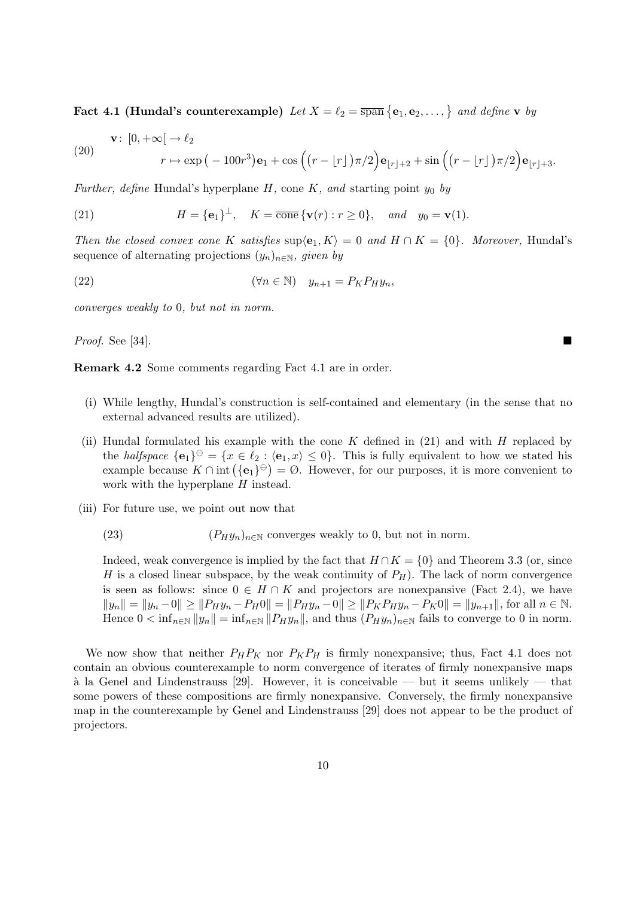**Fact 4.1 (Hundal's counterexample)** *Let* $X = \ell_2 = \overline{\text{span}}\{\mathbf{e}_1, \mathbf{e}_2, \ldots,\}$ *and define* $\mathbf{v}$ *by*

$$
\begin{aligned}
(20)\qquad &\mathbf{v}\colon [0,+\infty[ \to \ell_2\\
&r \mapsto \exp\big(-100r^3\big)\mathbf{e}_1 + \cos\Big(\big(r - \lfloor r\rfloor\big)\pi/2\Big)\mathbf{e}_{\lfloor r\rfloor+2} + \sin\Big(\big(r - \lfloor r\rfloor\big)\pi/2\Big)\mathbf{e}_{\lfloor r\rfloor+3}.
\end{aligned}
$$

*Further, define* Hundal's hyperplane $H$, *cone* $K$, *and* starting point $y_0$ *by*

$$
(21)\qquad H = \{\mathbf{e}_1\}^{\perp}, \quad K = \overline{\text{cone}}\,\{\mathbf{v}(r) : r \geq 0\}, \quad \text{and} \quad y_0 = \mathbf{v}(1).
$$

*Then the closed convex cone* $K$ *satisfies* $\sup\langle \mathbf{e}_1, K\rangle = 0$ *and* $H \cap K = \{0\}$*. Moreover,* Hundal's sequence of alternating projections $(y_n)_{n\in\mathbb{N}}$*, given by*

$$
(22)\qquad (\forall n \in \mathbb{N}) \quad y_{n+1} = P_K P_H y_n,
$$

*converges weakly to* 0*, but not in norm.*

*Proof.* See [34]. ∎

**Remark 4.2** Some comments regarding Fact 4.1 are in order.

(i) While lengthy, Hundal's construction is self-contained and elementary (in the sense that no external advanced results are utilized).

(ii) Hundal formulated his example with the cone $K$ defined in (21) and with $H$ replaced by the *halfspace* $\{\mathbf{e}_1\}^{\ominus} = \{x \in \ell_2 : \langle \mathbf{e}_1, x\rangle \leq 0\}$. This is fully equivalent to how we stated his example because $K \cap \text{int}\big(\{\mathbf{e}_1\}^{\ominus}\big) = \varnothing$. However, for our purposes, it is more convenient to work with the hyperplane $H$ instead.

(iii) For future use, we point out now that

$$
(23)\qquad (P_H y_n)_{n\in\mathbb{N}} \text{ converges weakly to 0, but not in norm.}
$$

Indeed, weak convergence is implied by the fact that $H \cap K = \{0\}$ and Theorem 3.3 (or, since $H$ is a closed linear subspace, by the weak continuity of $P_H$). The lack of norm convergence is seen as follows: since $0 \in H \cap K$ and projectors are nonexpansive (Fact 2.4), we have $\|y_n\| = \|y_n - 0\| \geq \|P_H y_n - P_H 0\| = \|P_H y_n - 0\| \geq \|P_K P_H y_n - P_K 0\| = \|y_{n+1}\|$, for all $n \in \mathbb{N}$. Hence $0 < \inf_{n\in\mathbb{N}} \|y_n\| = \inf_{n\in\mathbb{N}} \|P_H y_n\|$, and thus $(P_H y_n)_{n\in\mathbb{N}}$ fails to converge to 0 in norm.

We now show that neither $P_H P_K$ nor $P_K P_H$ is firmly nonexpansive; thus, Fact 4.1 does not contain an obvious counterexample to norm convergence of iterates of firmly nonexpansive maps à la Genel and Lindenstrauss [29]. However, it is conceivable — but it seems unlikely — that some powers of these compositions are firmly nonexpansive. Conversely, the firmly nonexpansive map in the counterexample by Genel and Lindenstrauss [29] does not appear to be the product of projectors.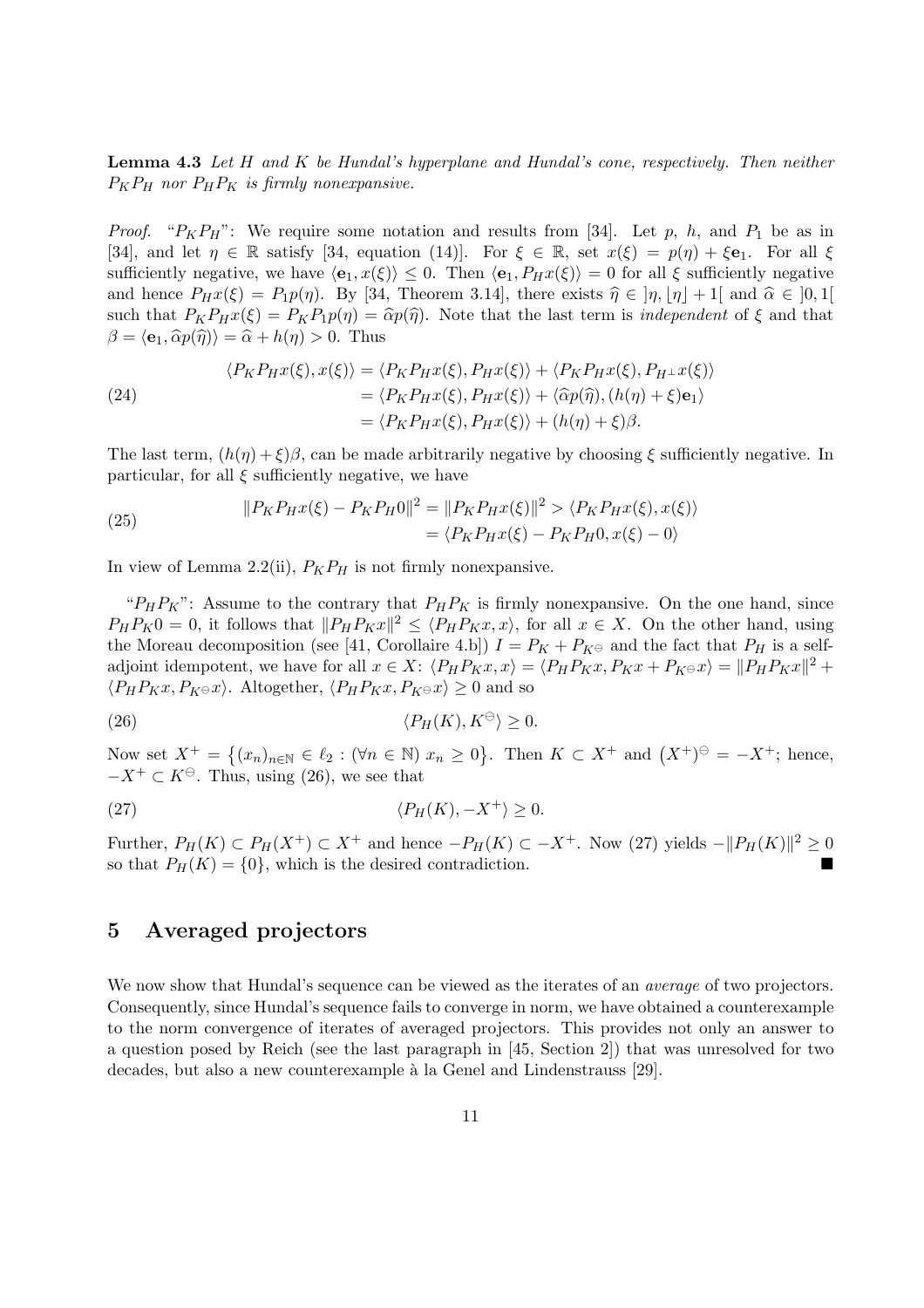**Lemma 4.3** *Let $H$ and $K$ be Hundal's hyperplane and Hundal's cone, respectively. Then neither $P_K P_H$ nor $P_H P_K$ is firmly nonexpansive.*

*Proof.* "$P_K P_H$": We require some notation and results from [34]. Let $p$, $h$, and $P_1$ be as in [34], and let $\eta \in \mathbb{R}$ satisfy [34, equation (14)]. For $\xi \in \mathbb{R}$, set $x(\xi) = p(\eta) + \xi \mathbf{e}_1$. For all $\xi$ sufficiently negative, we have $\langle \mathbf{e}_1, x(\xi) \rangle \leq 0$. Then $\langle \mathbf{e}_1, P_H x(\xi) \rangle = 0$ for all $\xi$ sufficiently negative and hence $P_H x(\xi) = P_1 p(\eta)$. By [34, Theorem 3.14], there exists $\widehat{\eta} \in \,]\eta, \lfloor \eta \rfloor + 1[$ and $\widehat{\alpha} \in \,]0, 1[$ such that $P_K P_H x(\xi) = P_K P_1 p(\eta) = \widehat{\alpha} p(\widehat{\eta})$. Note that the last term is *independent* of $\xi$ and that $\beta = \langle \mathbf{e}_1, \widehat{\alpha} p(\widehat{\eta}) \rangle = \widehat{\alpha} + h(\eta) > 0$. Thus

$$
\begin{aligned}
\langle P_K P_H x(\xi), x(\xi) \rangle &= \langle P_K P_H x(\xi), P_H x(\xi) \rangle + \langle P_K P_H x(\xi), P_{H^\perp} x(\xi) \rangle \\
&= \langle P_K P_H x(\xi), P_H x(\xi) \rangle + \langle \widehat{\alpha} p(\widehat{\eta}), (h(\eta) + \xi) \mathbf{e}_1 \rangle \\
&= \langle P_K P_H x(\xi), P_H x(\xi) \rangle + (h(\eta) + \xi)\beta.
\end{aligned}
\tag{24}
$$

The last term, $(h(\eta) + \xi)\beta$, can be made arbitrarily negative by choosing $\xi$ sufficiently negative. In particular, for all $\xi$ sufficiently negative, we have

$$
\begin{aligned}
\|P_K P_H x(\xi) - P_K P_H 0\|^2 = \|P_K P_H x(\xi)\|^2 &> \langle P_K P_H x(\xi), x(\xi) \rangle \\
&= \langle P_K P_H x(\xi) - P_K P_H 0, x(\xi) - 0 \rangle
\end{aligned}
\tag{25}
$$

In view of Lemma 2.2(ii), $P_K P_H$ is not firmly nonexpansive.

"$P_H P_K$": Assume to the contrary that $P_H P_K$ is firmly nonexpansive. On the one hand, since $P_H P_K 0 = 0$, it follows that $\|P_H P_K x\|^2 \leq \langle P_H P_K x, x \rangle$, for all $x \in X$. On the other hand, using the Moreau decomposition (see [41, Corollaire 4.b]) $I = P_K + P_{K^\ominus}$ and the fact that $P_H$ is a self-adjoint idempotent, we have for all $x \in X$: $\langle P_H P_K x, x \rangle = \langle P_H P_K x, P_K x + P_{K^\ominus} x \rangle = \|P_H P_K x\|^2 + \langle P_H P_K x, P_{K^\ominus} x \rangle$. Altogether, $\langle P_H P_K x, P_{K^\ominus} x \rangle \geq 0$ and so

$$
\langle P_H(K), K^\ominus \rangle \geq 0. \tag{26}
$$

Now set $X^+ = \big\{ (x_n)_{n \in \mathbb{N}} \in \ell_2 : (\forall n \in \mathbb{N})\ x_n \geq 0 \big\}$. Then $K \subset X^+$ and $\big(X^+\big)^\ominus = -X^+$; hence, $-X^+ \subset K^\ominus$. Thus, using (26), we see that

$$
\langle P_H(K), -X^+ \rangle \geq 0. \tag{27}
$$

Further, $P_H(K) \subset P_H(X^+) \subset X^+$ and hence $-P_H(K) \subset -X^+$. Now (27) yields $-\|P_H(K)\|^2 \geq 0$ so that $P_H(K) = \{0\}$, which is the desired contradiction. ■

# 5 Averaged projectors

We now show that Hundal's sequence can be viewed as the iterates of an *average* of two projectors. Consequently, since Hundal's sequence fails to converge in norm, we have obtained a counterexample to the norm convergence of iterates of averaged projectors. This provides not only an answer to a question posed by Reich (see the last paragraph in [45, Section 2]) that was unresolved for two decades, but also a new counterexample à la Genel and Lindenstrauss [29].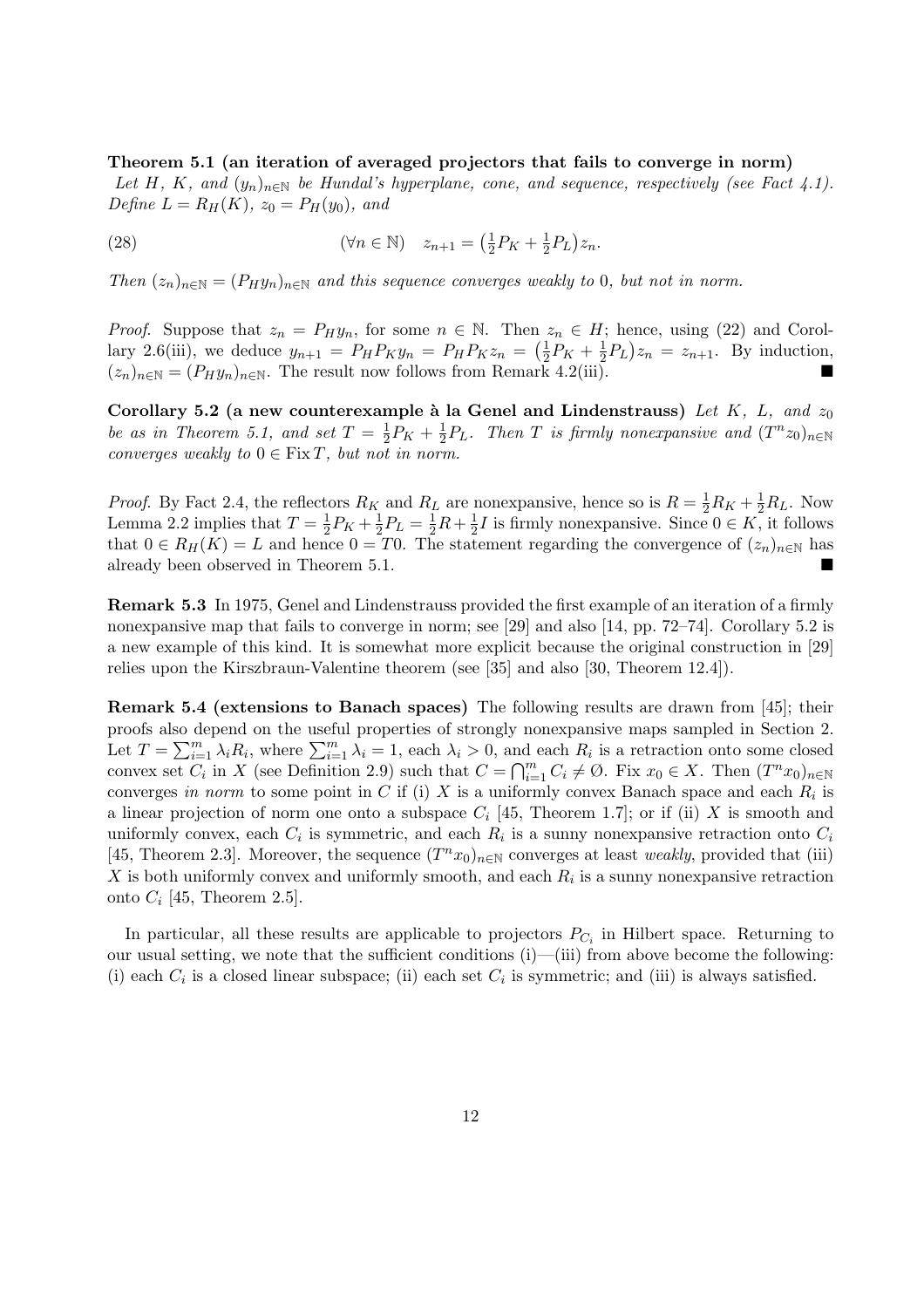**Theorem 5.1 (an iteration of averaged projectors that fails to converge in norm)** *Let $H$, $K$, and $(y_n)_{n\in\mathbb{N}}$ be Hundal's hyperplane, cone, and sequence, respectively (see Fact 4.1). Define $L = R_H(K)$, $z_0 = P_H(y_0)$, and*

$$(\forall n \in \mathbb{N}) \quad z_{n+1} = \left(\tfrac{1}{2}P_K + \tfrac{1}{2}P_L\right)z_n. \tag{28}$$

*Then $(z_n)_{n\in\mathbb{N}} = (P_H y_n)_{n\in\mathbb{N}}$ and this sequence converges weakly to 0, but not in norm.*

*Proof.* Suppose that $z_n = P_H y_n$, for some $n \in \mathbb{N}$. Then $z_n \in H$; hence, using (22) and Corollary 2.6(iii), we deduce $y_{n+1} = P_H P_K y_n = P_H P_K z_n = \left(\frac{1}{2}P_K + \frac{1}{2}P_L\right)z_n = z_{n+1}$. By induction, $(z_n)_{n\in\mathbb{N}} = (P_H y_n)_{n\in\mathbb{N}}$. The result now follows from Remark 4.2(iii). ■

**Corollary 5.2 (a new counterexample à la Genel and Lindenstrauss)** *Let $K$, $L$, and $z_0$ be as in Theorem 5.1, and set $T = \frac{1}{2}P_K + \frac{1}{2}P_L$. Then $T$ is firmly nonexpansive and $(T^n z_0)_{n\in\mathbb{N}}$ converges weakly to $0 \in \operatorname{Fix} T$, but not in norm.*

*Proof.* By Fact 2.4, the reflectors $R_K$ and $R_L$ are nonexpansive, hence so is $R = \frac{1}{2}R_K + \frac{1}{2}R_L$. Now Lemma 2.2 implies that $T = \frac{1}{2}P_K + \frac{1}{2}P_L = \frac{1}{2}R + \frac{1}{2}I$ is firmly nonexpansive. Since $0 \in K$, it follows that $0 \in R_H(K) = L$ and hence $0 = T0$. The statement regarding the convergence of $(z_n)_{n\in\mathbb{N}}$ has already been observed in Theorem 5.1. ■

**Remark 5.3** In 1975, Genel and Lindenstrauss provided the first example of an iteration of a firmly nonexpansive map that fails to converge in norm; see [29] and also [14, pp. 72–74]. Corollary 5.2 is a new example of this kind. It is somewhat more explicit because the original construction in [29] relies upon the Kirszbraun-Valentine theorem (see [35] and also [30, Theorem 12.4]).

**Remark 5.4 (extensions to Banach spaces)** The following results are drawn from [45]; their proofs also depend on the useful properties of strongly nonexpansive maps sampled in Section 2. Let $T = \sum_{i=1}^m \lambda_i R_i$, where $\sum_{i=1}^m \lambda_i = 1$, each $\lambda_i > 0$, and each $R_i$ is a retraction onto some closed convex set $C_i$ in $X$ (see Definition 2.9) such that $C = \bigcap_{i=1}^m C_i \neq \varnothing$. Fix $x_0 \in X$. Then $(T^n x_0)_{n\in\mathbb{N}}$ converges *in norm* to some point in $C$ if (i) $X$ is a uniformly convex Banach space and each $R_i$ is a linear projection of norm one onto a subspace $C_i$ [45, Theorem 1.7]; or if (ii) $X$ is smooth and uniformly convex, each $C_i$ is symmetric, and each $R_i$ is a sunny nonexpansive retraction onto $C_i$ [45, Theorem 2.3]. Moreover, the sequence $(T^n x_0)_{n\in\mathbb{N}}$ converges at least *weakly*, provided that (iii) $X$ is both uniformly convex and uniformly smooth, and each $R_i$ is a sunny nonexpansive retraction onto $C_i$ [45, Theorem 2.5].

In particular, all these results are applicable to projectors $P_{C_i}$ in Hilbert space. Returning to our usual setting, we note that the sufficient conditions (i)—(iii) from above become the following: (i) each $C_i$ is a closed linear subspace; (ii) each set $C_i$ is symmetric; and (iii) is always satisfied.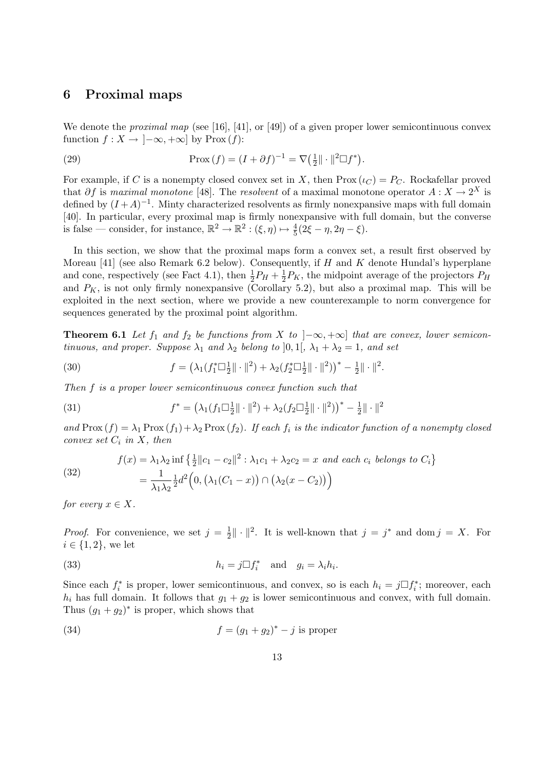## 6 Proximal maps

We denote the *proximal map* (see [16], [41], or [49]) of a given proper lower semicontinuous convex function $f : X \to \left]-\infty, +\infty\right]$ by $\operatorname{Prox}(f)$:

$$\operatorname{Prox}(f) = (I + \partial f)^{-1} = \nabla\big(\tfrac{1}{2}\|\cdot\|^2 \Box f^*\big). \tag{29}$$

For example, if $C$ is a nonempty closed convex set in $X$, then $\operatorname{Prox}(\iota_C) = P_C$. Rockafellar proved that $\partial f$ is *maximal monotone* [48]. The *resolvent* of a maximal monotone operator $A : X \to 2^X$ is defined by $(I + A)^{-1}$. Minty characterized resolvents as firmly nonexpansive maps with full domain [40]. In particular, every proximal map is firmly nonexpansive with full domain, but the converse is false — consider, for instance, $\mathbb{R}^2 \to \mathbb{R}^2 : (\xi, \eta) \mapsto \frac{4}{5}(2\xi - \eta, 2\eta - \xi)$.

In this section, we show that the proximal maps form a convex set, a result first observed by Moreau [41] (see also Remark 6.2 below). Consequently, if $H$ and $K$ denote Hundal's hyperplane and cone, respectively (see Fact 4.1), then $\frac{1}{2}P_H + \frac{1}{2}P_K$, the midpoint average of the projectors $P_H$ and $P_K$, is not only firmly nonexpansive (Corollary 5.2), but also a proximal map. This will be exploited in the next section, where we provide a new counterexample to norm convergence for sequences generated by the proximal point algorithm.

**Theorem 6.1** *Let $f_1$ and $f_2$ be functions from $X$ to $\left]-\infty, +\infty\right]$ that are convex, lower semicontinuous, and proper. Suppose $\lambda_1$ and $\lambda_2$ belong to $\left]0, 1\right[$, $\lambda_1 + \lambda_2 = 1$, and set*

$$f = \big(\lambda_1(f_1^* \Box \tfrac{1}{2}\|\cdot\|^2) + \lambda_2(f_2^* \Box \tfrac{1}{2}\|\cdot\|^2)\big)^* - \tfrac{1}{2}\|\cdot\|^2. \tag{30}$$

*Then $f$ is a proper lower semicontinuous convex function such that*

$$f^* = \big(\lambda_1(f_1 \Box \tfrac{1}{2}\|\cdot\|^2) + \lambda_2(f_2 \Box \tfrac{1}{2}\|\cdot\|^2)\big)^* - \tfrac{1}{2}\|\cdot\|^2 \tag{31}$$

*and $\operatorname{Prox}(f) = \lambda_1 \operatorname{Prox}(f_1) + \lambda_2 \operatorname{Prox}(f_2)$. If each $f_i$ is the indicator function of a nonempty closed convex set $C_i$ in $X$, then*

$$\begin{aligned} f(x) &= \lambda_1\lambda_2 \inf\big\{\tfrac{1}{2}\|c_1 - c_2\|^2 : \lambda_1 c_1 + \lambda_2 c_2 = x \text{ and each } c_i \text{ belongs to } C_i\big\} \\ &= \frac{1}{\lambda_1\lambda_2}\tfrac{1}{2}d^2\Big(0, \big(\lambda_1(C_1 - x)\big) \cap \big(\lambda_2(x - C_2)\big)\Big) \end{aligned} \tag{32}$$

*for every $x \in X$.*

*Proof.* For convenience, we set $j = \frac{1}{2}\|\cdot\|^2$. It is well-known that $j = j^*$ and $\operatorname{dom} j = X$. For $i \in \{1, 2\}$, we let

$$h_i = j \Box f_i^* \quad \text{and} \quad g_i = \lambda_i h_i. \tag{33}$$

Since each $f_i^*$ is proper, lower semicontinuous, and convex, so is each $h_i = j \Box f_i^*$; moreover, each $h_i$ has full domain. It follows that $g_1 + g_2$ is lower semicontinuous and convex, with full domain. Thus $(g_1 + g_2)^*$ is proper, which shows that

$$f = (g_1 + g_2)^* - j \text{ is proper} \tag{34}$$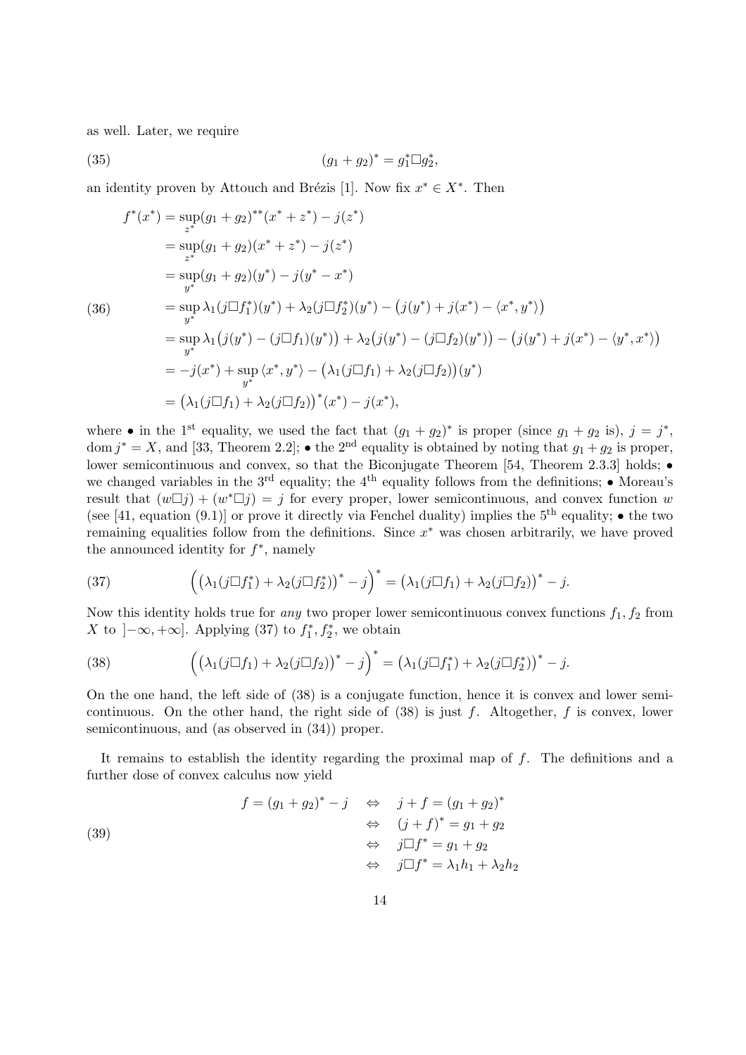as well. Later, we require

$$(g_1 + g_2)^* = g_1^* \Box g_2^*, \tag{35}$$

an identity proven by Attouch and Brézis [1]. Now fix $x^* \in X^*$. Then

$$\begin{aligned}
f^*(x^*) &= \sup_{z^*} (g_1 + g_2)^{**}(x^* + z^*) - j(z^*) \\
&= \sup_{z^*} (g_1 + g_2)(x^* + z^*) - j(z^*) \\
&= \sup_{y^*} (g_1 + g_2)(y^*) - j(y^* - x^*) \\
&= \sup_{y^*} \lambda_1 (j \Box f_1^*)(y^*) + \lambda_2 (j \Box f_2^*)(y^*) - \big(j(y^*) + j(x^*) - \langle x^*, y^* \rangle\big) \\
&= \sup_{y^*} \lambda_1 \big(j(y^*) - (j \Box f_1)(y^*)\big) + \lambda_2 \big(j(y^*) - (j \Box f_2)(y^*)\big) - \big(j(y^*) + j(x^*) - \langle y^*, x^* \rangle\big) \\
&= -j(x^*) + \sup_{y^*} \langle x^*, y^* \rangle - \big(\lambda_1 (j \Box f_1) + \lambda_2 (j \Box f_2)\big)(y^*) \\
&= \big(\lambda_1 (j \Box f_1) + \lambda_2 (j \Box f_2)\big)^*(x^*) - j(x^*),
\end{aligned} \tag{36}$$

where • in the 1[st] equality, we used the fact that $(g_1 + g_2)^*$ is proper (since $g_1 + g_2$ is), $j = j^*$, $\operatorname{dom} j^* = X$, and [33, Theorem 2.2]; • the 2[nd] equality is obtained by noting that $g_1 + g_2$ is proper, lower semicontinuous and convex, so that the Biconjugate Theorem [54, Theorem 2.3.3] holds; • we changed variables in the 3[rd] equality; the 4[th] equality follows from the definitions; • Moreau's result that $(w \Box j) + (w^* \Box j) = j$ for every proper, lower semicontinuous, and convex function $w$ (see [41, equation (9.1)] or prove it directly via Fenchel duality) implies the 5[th] equality; • the two remaining equalities follow from the definitions. Since $x^*$ was chosen arbitrarily, we have proved the announced identity for $f^*$, namely

$$\Big(\big(\lambda_1 (j \Box f_1^*) + \lambda_2 (j \Box f_2^*)\big)^* - j\Big)^* = \big(\lambda_1 (j \Box f_1) + \lambda_2 (j \Box f_2)\big)^* - j. \tag{37}$$

Now this identity holds true for *any* two proper lower semicontinuous convex functions $f_1, f_2$ from $X$ to $\left]-\infty, +\infty\right]$. Applying (37) to $f_1^*, f_2^*$, we obtain

$$\Big(\big(\lambda_1 (j \Box f_1) + \lambda_2 (j \Box f_2)\big)^* - j\Big)^* = \big(\lambda_1 (j \Box f_1^*) + \lambda_2 (j \Box f_2^*)\big)^* - j. \tag{38}$$

On the one hand, the left side of (38) is a conjugate function, hence it is convex and lower semicontinuous. On the other hand, the right side of (38) is just $f$. Altogether, $f$ is convex, lower semicontinuous, and (as observed in (34)) proper.

It remains to establish the identity regarding the proximal map of $f$. The definitions and a further dose of convex calculus now yield

$$\begin{aligned}
f = (g_1 + g_2)^* - j \quad &\Leftrightarrow \quad j + f = (g_1 + g_2)^* \\
&\Leftrightarrow \quad (j + f)^* = g_1 + g_2 \\
&\Leftrightarrow \quad j \Box f^* = g_1 + g_2 \\
&\Leftrightarrow \quad j \Box f^* = \lambda_1 h_1 + \lambda_2 h_2
\end{aligned} \tag{39}$$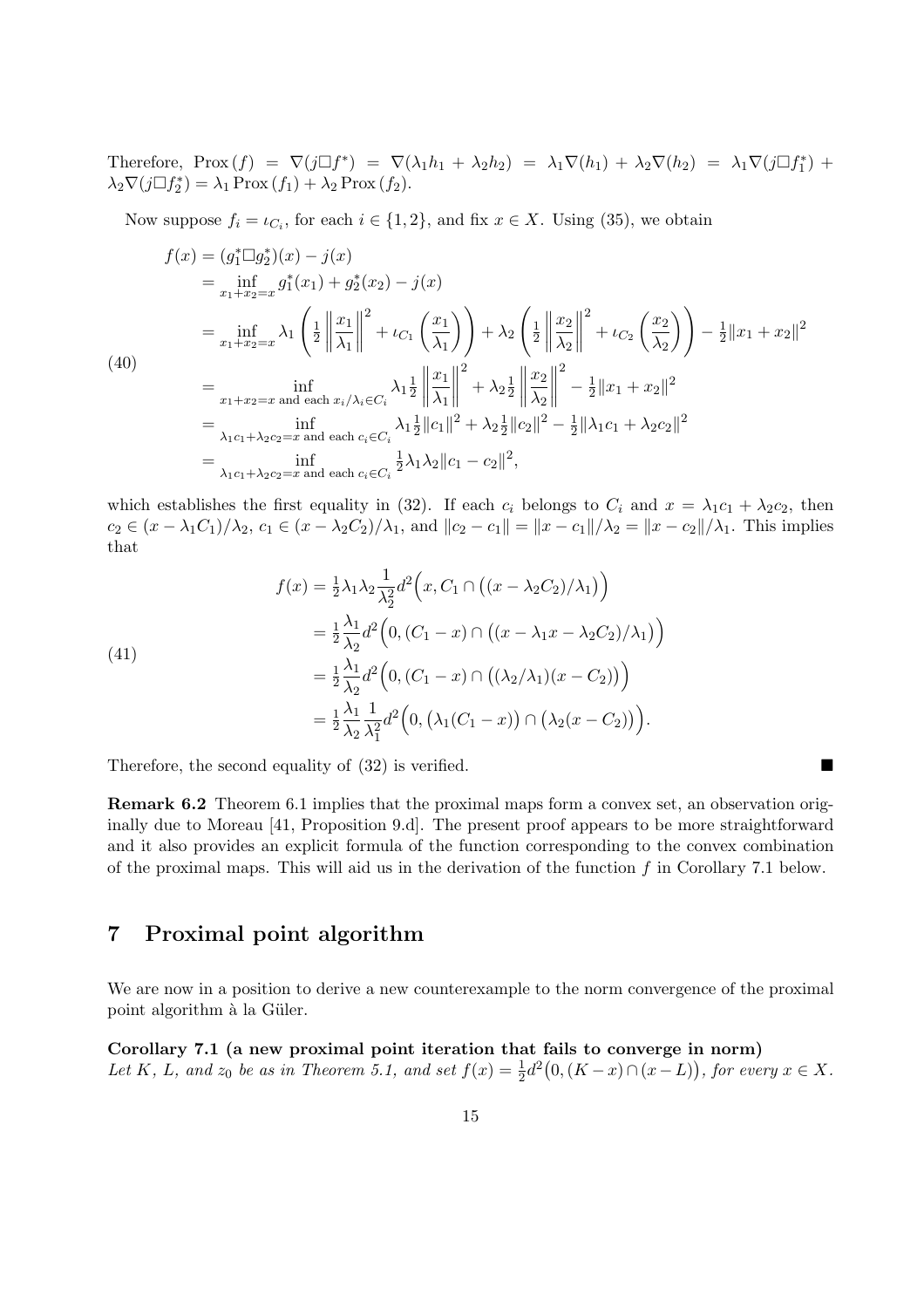Therefore, $\operatorname{Prox}(f) = \nabla(j\Box f^*) = \nabla(\lambda_1 h_1 + \lambda_2 h_2) = \lambda_1 \nabla(h_1) + \lambda_2 \nabla(h_2) = \lambda_1 \nabla(j\Box f_1^*) + \lambda_2 \nabla(j\Box f_2^*) = \lambda_1 \operatorname{Prox}(f_1) + \lambda_2 \operatorname{Prox}(f_2)$.

Now suppose $f_i = \iota_{C_i}$, for each $i \in \{1,2\}$, and fix $x \in X$. Using (35), we obtain

$$
\begin{aligned}
f(x) &= (g_1^* \Box g_2^*)(x) - j(x) \\
&= \inf_{x_1+x_2=x} g_1^*(x_1) + g_2^*(x_2) - j(x) \\
&= \inf_{x_1+x_2=x} \lambda_1 \left( \tfrac{1}{2}\left\| \frac{x_1}{\lambda_1}\right\|^2 + \iota_{C_1}\left(\frac{x_1}{\lambda_1}\right)\right) + \lambda_2 \left( \tfrac{1}{2}\left\| \frac{x_2}{\lambda_2}\right\|^2 + \iota_{C_2}\left(\frac{x_2}{\lambda_2}\right)\right) - \tfrac{1}{2}\|x_1+x_2\|^2 \\
&= \inf_{x_1+x_2=x \text{ and each } x_i/\lambda_i \in C_i} \lambda_1 \tfrac{1}{2}\left\| \frac{x_1}{\lambda_1}\right\|^2 + \lambda_2 \tfrac{1}{2}\left\| \frac{x_2}{\lambda_2}\right\|^2 - \tfrac{1}{2}\|x_1+x_2\|^2 \\
&= \inf_{\lambda_1 c_1+\lambda_2 c_2=x \text{ and each } c_i \in C_i} \lambda_1 \tfrac{1}{2}\|c_1\|^2 + \lambda_2 \tfrac{1}{2}\|c_2\|^2 - \tfrac{1}{2}\|\lambda_1 c_1 + \lambda_2 c_2\|^2 \\
&= \inf_{\lambda_1 c_1+\lambda_2 c_2=x \text{ and each } c_i \in C_i} \tfrac{1}{2}\lambda_1\lambda_2 \|c_1 - c_2\|^2,
\end{aligned} \tag{40}
$$

which establishes the first equality in (32). If each $c_i$ belongs to $C_i$ and $x = \lambda_1 c_1 + \lambda_2 c_2$, then $c_2 \in (x - \lambda_1 C_1)/\lambda_2$, $c_1 \in (x - \lambda_2 C_2)/\lambda_1$, and $\|c_2 - c_1\| = \|x - c_1\|/\lambda_2 = \|x - c_2\|/\lambda_1$. This implies that

$$
\begin{aligned}
f(x) &= \tfrac{1}{2}\lambda_1\lambda_2 \frac{1}{\lambda_2^2} d^2\Big(x, C_1 \cap \big((x - \lambda_2 C_2)/\lambda_1\big)\Big) \\
&= \tfrac{1}{2}\frac{\lambda_1}{\lambda_2} d^2\Big(0, (C_1 - x) \cap \big((x - \lambda_1 x - \lambda_2 C_2)/\lambda_1\big)\Big) \\
&= \tfrac{1}{2}\frac{\lambda_1}{\lambda_2} d^2\Big(0, (C_1 - x) \cap \big((\lambda_2/\lambda_1)(x - C_2)\big)\Big) \\
&= \tfrac{1}{2}\frac{\lambda_1}{\lambda_2}\frac{1}{\lambda_1^2} d^2\Big(0, \big(\lambda_1(C_1 - x)\big) \cap \big(\lambda_2(x - C_2)\big)\Big).
\end{aligned} \tag{41}
$$

Therefore, the second equality of (32) is verified. ■

**Remark 6.2** Theorem 6.1 implies that the proximal maps form a convex set, an observation originally due to Moreau [41, Proposition 9.d]. The present proof appears to be more straightforward and it also provides an explicit formula of the function corresponding to the convex combination of the proximal maps. This will aid us in the derivation of the function $f$ in Corollary 7.1 below.

## 7 Proximal point algorithm

We are now in a position to derive a new counterexample to the norm convergence of the proximal point algorithm à la Güler.

**Corollary 7.1 (a new proximal point iteration that fails to converge in norm)** *Let $K$, $L$, and $z_0$ be as in Theorem 5.1, and set $f(x) = \frac{1}{2}d^2\big(0, (K - x) \cap (x - L)\big)$, for every $x \in X$.*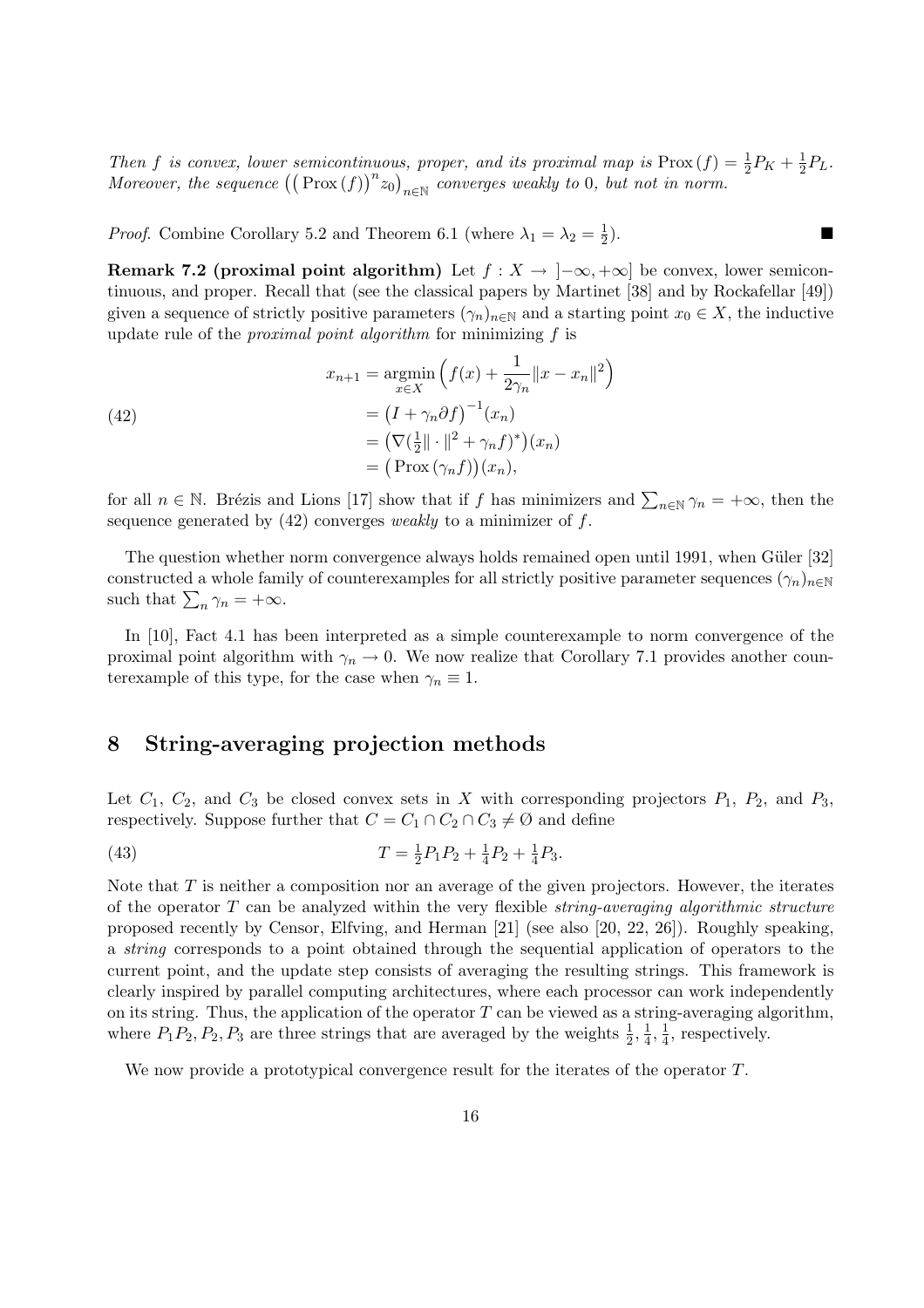*Then $f$ is convex, lower semicontinuous, proper, and its proximal map is* $\operatorname{Prox}(f) = \frac{1}{2}P_K + \frac{1}{2}P_L$. *Moreover, the sequence* $\big((\operatorname{Prox}(f))^n z_0\big)_{n\in\mathbb{N}}$ *converges weakly to* 0*, but not in norm.*

*Proof.* Combine Corollary 5.2 and Theorem 6.1 (where $\lambda_1 = \lambda_2 = \frac{1}{2}$). ■

**Remark 7.2 (proximal point algorithm)** Let $f : X \to \left]-\infty, +\infty\right]$ be convex, lower semicontinuous, and proper. Recall that (see the classical papers by Martinet [38] and by Rockafellar [49]) given a sequence of strictly positive parameters $(\gamma_n)_{n\in\mathbb{N}}$ and a starting point $x_0 \in X$, the inductive update rule of the *proximal point algorithm* for minimizing $f$ is

$$
\begin{aligned}
x_{n+1} &= \operatorname*{argmin}_{x\in X} \Big( f(x) + \frac{1}{2\gamma_n}\|x - x_n\|^2 \Big) \\
&= \big(I + \gamma_n \partial f\big)^{-1}(x_n) \\
&= \big(\nabla(\tfrac{1}{2}\|\cdot\|^2 + \gamma_n f)^*\big)(x_n) \\
&= \big(\operatorname{Prox}(\gamma_n f)\big)(x_n),
\end{aligned}
\tag{42}
$$

for all $n \in \mathbb{N}$. Brézis and Lions [17] show that if $f$ has minimizers and $\sum_{n\in\mathbb{N}} \gamma_n = +\infty$, then the sequence generated by (42) converges *weakly* to a minimizer of $f$.

The question whether norm convergence always holds remained open until 1991, when Güler [32] constructed a whole family of counterexamples for all strictly positive parameter sequences $(\gamma_n)_{n\in\mathbb{N}}$ such that $\sum_n \gamma_n = +\infty$.

In [10], Fact 4.1 has been interpreted as a simple counterexample to norm convergence of the proximal point algorithm with $\gamma_n \to 0$. We now realize that Corollary 7.1 provides another counterexample of this type, for the case when $\gamma_n \equiv 1$.

## 8 String-averaging projection methods

Let $C_1$, $C_2$, and $C_3$ be closed convex sets in $X$ with corresponding projectors $P_1$, $P_2$, and $P_3$, respectively. Suppose further that $C = C_1 \cap C_2 \cap C_3 \neq \varnothing$ and define

$$
T = \tfrac{1}{2}P_1P_2 + \tfrac{1}{4}P_2 + \tfrac{1}{4}P_3. \tag{43}
$$

Note that $T$ is neither a composition nor an average of the given projectors. However, the iterates of the operator $T$ can be analyzed within the very flexible *string-averaging algorithmic structure* proposed recently by Censor, Elfving, and Herman [21] (see also [20, 22, 26]). Roughly speaking, a *string* corresponds to a point obtained through the sequential application of operators to the current point, and the update step consists of averaging the resulting strings. This framework is clearly inspired by parallel computing architectures, where each processor can work independently on its string. Thus, the application of the operator $T$ can be viewed as a string-averaging algorithm, where $P_1P_2, P_2, P_3$ are three strings that are averaged by the weights $\frac{1}{2}, \frac{1}{4}, \frac{1}{4}$, respectively.

We now provide a prototypical convergence result for the iterates of the operator $T$.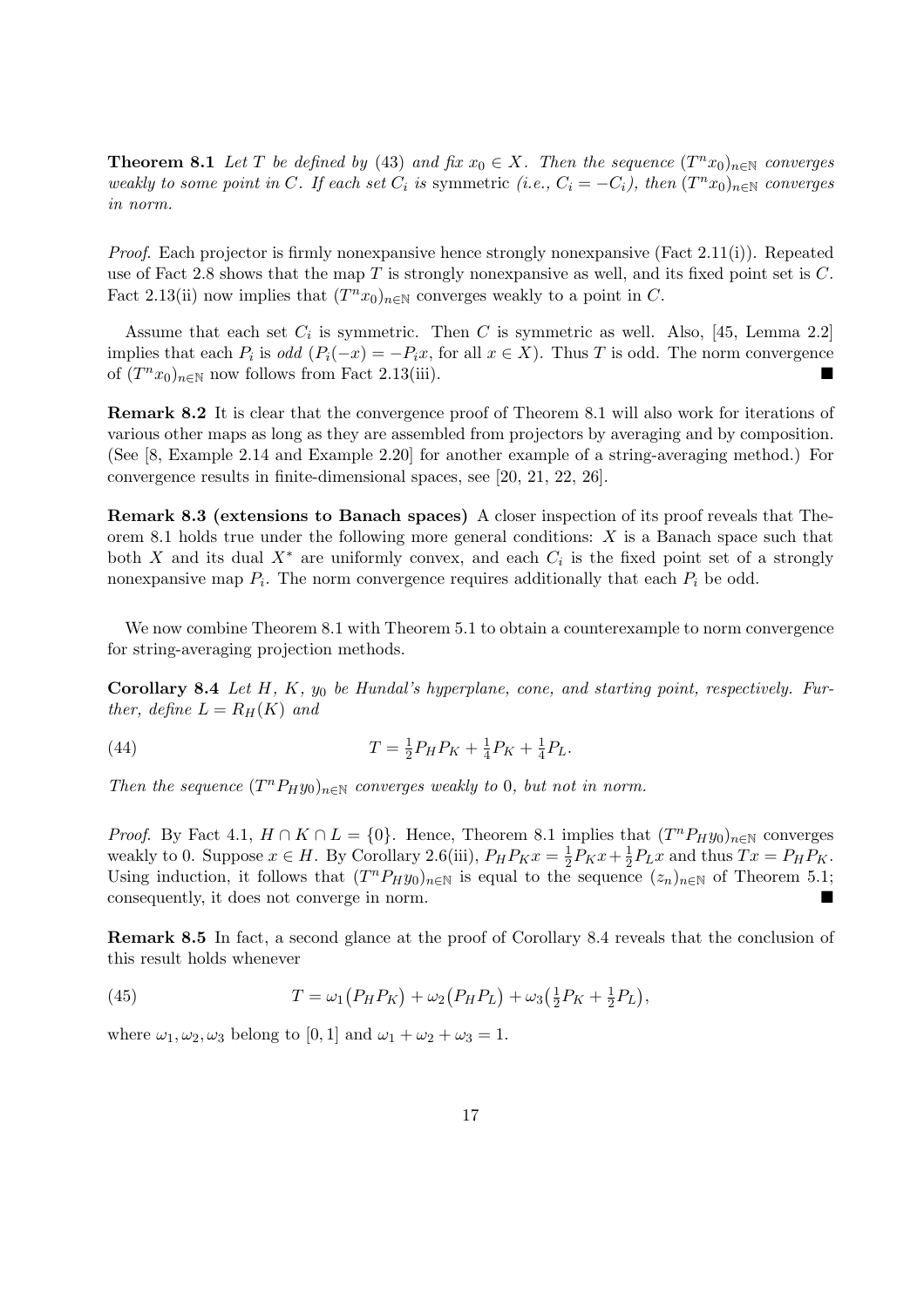**Theorem 8.1** *Let $T$ be defined by (43) and fix $x_0 \in X$. Then the sequence $(T^n x_0)_{n\in\mathbb{N}}$ converges weakly to some point in $C$. If each set $C_i$ is* symmetric *(i.e., $C_i = -C_i$), then $(T^n x_0)_{n\in\mathbb{N}}$ converges in norm.*

*Proof.* Each projector is firmly nonexpansive hence strongly nonexpansive (Fact 2.11(i)). Repeated use of Fact 2.8 shows that the map $T$ is strongly nonexpansive as well, and its fixed point set is $C$. Fact 2.13(ii) now implies that $(T^n x_0)_{n\in\mathbb{N}}$ converges weakly to a point in $C$.

Assume that each set $C_i$ is symmetric. Then $C$ is symmetric as well. Also, [45, Lemma 2.2] implies that each $P_i$ is *odd* ($P_i(-x) = -P_i x$, for all $x \in X$). Thus $T$ is odd. The norm convergence of $(T^n x_0)_{n\in\mathbb{N}}$ now follows from Fact 2.13(iii). ■

**Remark 8.2** It is clear that the convergence proof of Theorem 8.1 will also work for iterations of various other maps as long as they are assembled from projectors by averaging and by composition. (See [8, Example 2.14 and Example 2.20] for another example of a string-averaging method.) For convergence results in finite-dimensional spaces, see [20, 21, 22, 26].

**Remark 8.3 (extensions to Banach spaces)** A closer inspection of its proof reveals that Theorem 8.1 holds true under the following more general conditions: $X$ is a Banach space such that both $X$ and its dual $X^*$ are uniformly convex, and each $C_i$ is the fixed point set of a strongly nonexpansive map $P_i$. The norm convergence requires additionally that each $P_i$ be odd.

We now combine Theorem 8.1 with Theorem 5.1 to obtain a counterexample to norm convergence for string-averaging projection methods.

**Corollary 8.4** *Let $H$, $K$, $y_0$ be Hundal's hyperplane, cone, and starting point, respectively. Further, define $L = R_H(K)$ and*

$$T = \tfrac{1}{2}P_H P_K + \tfrac{1}{4}P_K + \tfrac{1}{4}P_L. \tag{44}$$

*Then the sequence $(T^n P_H y_0)_{n\in\mathbb{N}}$ converges weakly to $0$, but not in norm.*

*Proof.* By Fact 4.1, $H \cap K \cap L = \{0\}$. Hence, Theorem 8.1 implies that $(T^n P_H y_0)_{n\in\mathbb{N}}$ converges weakly to 0. Suppose $x \in H$. By Corollary 2.6(iii), $P_H P_K x = \frac{1}{2}P_K x + \frac{1}{2}P_L x$ and thus $Tx = P_H P_K$. Using induction, it follows that $(T^n P_H y_0)_{n\in\mathbb{N}}$ is equal to the sequence $(z_n)_{n\in\mathbb{N}}$ of Theorem 5.1; consequently, it does not converge in norm. ■

**Remark 8.5** In fact, a second glance at the proof of Corollary 8.4 reveals that the conclusion of this result holds whenever

$$T = \omega_1\big(P_H P_K\big) + \omega_2\big(P_H P_L\big) + \omega_3\big(\tfrac{1}{2}P_K + \tfrac{1}{2}P_L\big), \tag{45}$$

where $\omega_1, \omega_2, \omega_3$ belong to $[0, 1]$ and $\omega_1 + \omega_2 + \omega_3 = 1$.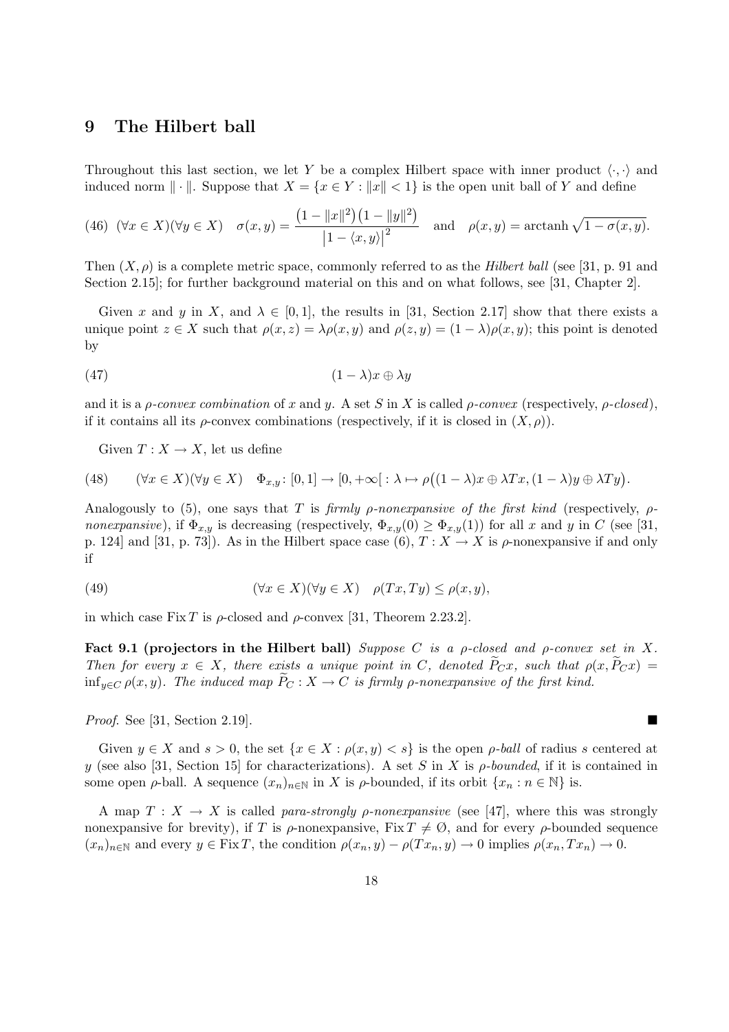## 9 The Hilbert ball

Throughout this last section, we let $Y$ be a complex Hilbert space with inner product $\langle\cdot,\cdot\rangle$ and induced norm $\|\cdot\|$. Suppose that $X = \{x \in Y : \|x\| < 1\}$ is the open unit ball of $Y$ and define

$$(\forall x \in X)(\forall y \in X) \quad \sigma(x,y) = \frac{\big(1-\|x\|^2\big)\big(1-\|y\|^2\big)}{\big|1-\langle x,y\rangle\big|^2} \quad \text{and} \quad \rho(x,y) = \operatorname{arctanh}\sqrt{1-\sigma(x,y)}. \tag{46}$$

Then $(X,\rho)$ is a complete metric space, commonly referred to as the *Hilbert ball* (see [31, p. 91 and Section 2.15]; for further background material on this and on what follows, see [31, Chapter 2].

Given $x$ and $y$ in $X$, and $\lambda \in [0,1]$, the results in [31, Section 2.17] show that there exists a unique point $z \in X$ such that $\rho(x,z) = \lambda\rho(x,y)$ and $\rho(z,y) = (1-\lambda)\rho(x,y)$; this point is denoted by

$$(1-\lambda)x \oplus \lambda y \tag{47}$$

and it is a *$\rho$-convex combination* of $x$ and $y$. A set $S$ in $X$ is called *$\rho$-convex* (respectively, *$\rho$-closed*), if it contains all its $\rho$-convex combinations (respectively, if it is closed in $(X,\rho)$).

Given $T : X \to X$, let us define

$$(\forall x \in X)(\forall y \in X) \quad \Phi_{x,y} \colon [0,1] \to [0,+\infty[\,: \lambda \mapsto \rho\big((1-\lambda)x \oplus \lambda Tx, (1-\lambda)y \oplus \lambda Ty\big). \tag{48}$$

Analogously to (5), one says that $T$ is *firmly $\rho$-nonexpansive of the first kind* (respectively, *$\rho$-nonexpansive*), if $\Phi_{x,y}$ is decreasing (respectively, $\Phi_{x,y}(0) \geq \Phi_{x,y}(1)$) for all $x$ and $y$ in $C$ (see [31, p. 124] and [31, p. 73]). As in the Hilbert space case (6), $T : X \to X$ is $\rho$-nonexpansive if and only if

$$(\forall x \in X)(\forall y \in X) \quad \rho(Tx,Ty) \leq \rho(x,y), \tag{49}$$

in which case $\operatorname{Fix} T$ is $\rho$-closed and $\rho$-convex [31, Theorem 2.23.2].

**Fact 9.1 (projectors in the Hilbert ball)** *Suppose $C$ is a $\rho$-closed and $\rho$-convex set in $X$. Then for every $x \in X$, there exists a unique point in $C$, denoted $\widetilde{P}_C x$, such that $\rho(x, \widetilde{P}_C x) = \inf_{y\in C} \rho(x,y)$. The induced map $\widetilde{P}_C : X \to C$ is firmly $\rho$-nonexpansive of the first kind.*

*Proof.* See [31, Section 2.19]. ■

Given $y \in X$ and $s > 0$, the set $\{x \in X : \rho(x,y) < s\}$ is the open *$\rho$-ball* of radius $s$ centered at $y$ (see also [31, Section 15] for characterizations). A set $S$ in $X$ is *$\rho$-bounded*, if it is contained in some open $\rho$-ball. A sequence $(x_n)_{n\in\mathbb{N}}$ in $X$ is $\rho$-bounded, if its orbit $\{x_n : n \in \mathbb{N}\}$ is.

A map $T : X \to X$ is called *para-strongly $\rho$-nonexpansive* (see [47], where this was strongly nonexpansive for brevity), if $T$ is $\rho$-nonexpansive, $\operatorname{Fix} T \neq \varnothing$, and for every $\rho$-bounded sequence $(x_n)_{n\in\mathbb{N}}$ and every $y \in \operatorname{Fix} T$, the condition $\rho(x_n,y) - \rho(Tx_n,y) \to 0$ implies $\rho(x_n,Tx_n) \to 0$.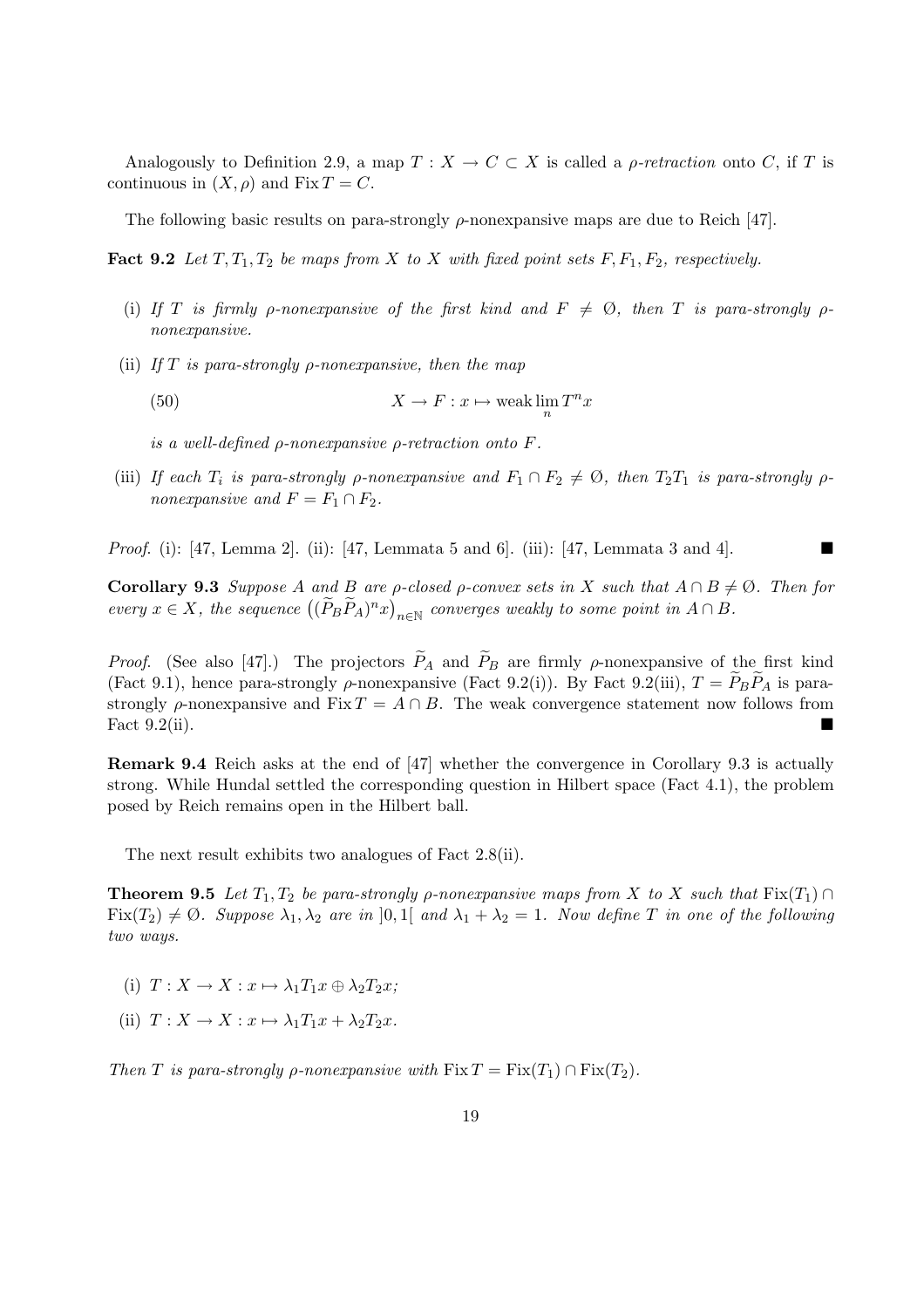Analogously to Definition 2.9, a map $T : X \to C \subset X$ is called a *ρ-retraction* onto $C$, if $T$ is continuous in $(X, \rho)$ and $\operatorname{Fix} T = C$.

The following basic results on para-strongly ρ-nonexpansive maps are due to Reich [47].

**Fact 9.2** *Let $T, T_1, T_2$ be maps from $X$ to $X$ with fixed point sets $F, F_1, F_2$, respectively.*

(i) *If $T$ is firmly ρ-nonexpansive of the first kind and $F \neq \emptyset$, then $T$ is para-strongly ρ-nonexpansive.*

(ii) *If $T$ is para-strongly ρ-nonexpansive, then the map*

$$X \to F : x \mapsto \operatorname{weak}\lim_n T^n x \tag{50}$$

*is a well-defined ρ-nonexpansive ρ-retraction onto $F$.*

(iii) *If each $T_i$ is para-strongly ρ-nonexpansive and $F_1 \cap F_2 \neq \emptyset$, then $T_2T_1$ is para-strongly ρ-nonexpansive and $F = F_1 \cap F_2$.*

*Proof.* (i): [47, Lemma 2]. (ii): [47, Lemmata 5 and 6]. (iii): [47, Lemmata 3 and 4]. ■

**Corollary 9.3** *Suppose $A$ and $B$ are ρ-closed ρ-convex sets in $X$ such that $A \cap B \neq \emptyset$. Then for every $x \in X$, the sequence $\big((\widetilde{P}_B\widetilde{P}_A)^n x\big)_{n\in\mathbb{N}}$ converges weakly to some point in $A \cap B$.*

*Proof.* (See also [47].) The projectors $\widetilde{P}_A$ and $\widetilde{P}_B$ are firmly ρ-nonexpansive of the first kind (Fact 9.1), hence para-strongly ρ-nonexpansive (Fact 9.2(i)). By Fact 9.2(iii), $T = \widetilde{P}_B\widetilde{P}_A$ is para-strongly ρ-nonexpansive and $\operatorname{Fix} T = A \cap B$. The weak convergence statement now follows from Fact 9.2(ii). ■

**Remark 9.4** Reich asks at the end of [47] whether the convergence in Corollary 9.3 is actually strong. While Hundal settled the corresponding question in Hilbert space (Fact 4.1), the problem posed by Reich remains open in the Hilbert ball.

The next result exhibits two analogues of Fact 2.8(ii).

**Theorem 9.5** *Let $T_1, T_2$ be para-strongly ρ-nonexpansive maps from $X$ to $X$ such that $\operatorname{Fix}(T_1) \cap \operatorname{Fix}(T_2) \neq \emptyset$. Suppose $\lambda_1, \lambda_2$ are in $]0, 1[$ and $\lambda_1 + \lambda_2 = 1$. Now define $T$ in one of the following two ways.*

(i) *$T : X \to X : x \mapsto \lambda_1 T_1 x \oplus \lambda_2 T_2 x$;*

(ii) *$T : X \to X : x \mapsto \lambda_1 T_1 x + \lambda_2 T_2 x$.*

*Then $T$ is para-strongly ρ-nonexpansive with $\operatorname{Fix} T = \operatorname{Fix}(T_1) \cap \operatorname{Fix}(T_2)$.*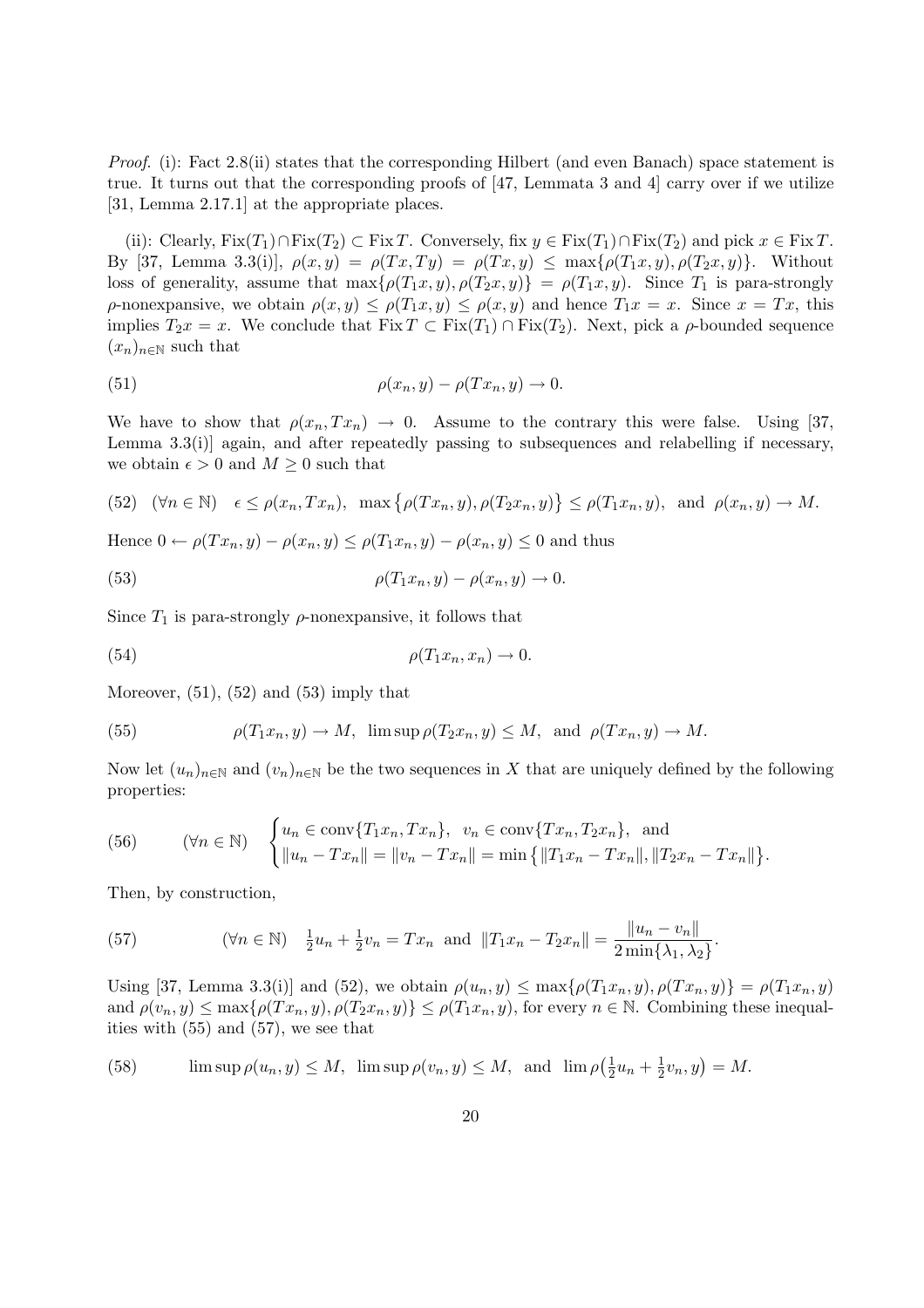*Proof.* (i): Fact 2.8(ii) states that the corresponding Hilbert (and even Banach) space statement is true. It turns out that the corresponding proofs of [47, Lemmata 3 and 4] carry over if we utilize [31, Lemma 2.17.1] at the appropriate places.

(ii): Clearly, $\operatorname{Fix}(T_1)\cap\operatorname{Fix}(T_2) \subset \operatorname{Fix} T$. Conversely, fix $y \in \operatorname{Fix}(T_1)\cap\operatorname{Fix}(T_2)$ and pick $x \in \operatorname{Fix} T$. By [37, Lemma 3.3(i)], $\rho(x, y) = \rho(Tx, Ty) = \rho(Tx, y) \le \max\{\rho(T_1x, y), \rho(T_2x, y)\}$. Without loss of generality, assume that $\max\{\rho(T_1x, y), \rho(T_2x, y)\} = \rho(T_1x, y)$. Since $T_1$ is para-strongly $\rho$-nonexpansive, we obtain $\rho(x, y) \le \rho(T_1x, y) \le \rho(x, y)$ and hence $T_1x = x$. Since $x = Tx$, this implies $T_2x = x$. We conclude that $\operatorname{Fix} T \subset \operatorname{Fix}(T_1)\cap\operatorname{Fix}(T_2)$. Next, pick a $\rho$-bounded sequence $(x_n)_{n\in\mathbb{N}}$ such that

$$\rho(x_n, y) - \rho(Tx_n, y) \to 0. \tag{51}$$

We have to show that $\rho(x_n, Tx_n) \to 0$. Assume to the contrary this were false. Using [37, Lemma 3.3(i)] again, and after repeatedly passing to subsequences and relabelling if necessary, we obtain $\epsilon > 0$ and $M \ge 0$ such that

$$(\forall n\in\mathbb{N}) \quad \epsilon \le \rho(x_n, Tx_n), \;\; \max\big\{\rho(Tx_n, y), \rho(T_2x_n, y)\big\} \le \rho(T_1x_n, y), \;\; \text{and} \;\; \rho(x_n, y) \to M. \tag{52}$$

Hence $0 \leftarrow \rho(Tx_n, y) - \rho(x_n, y) \le \rho(T_1x_n, y) - \rho(x_n, y) \le 0$ and thus

$$\rho(T_1x_n, y) - \rho(x_n, y) \to 0. \tag{53}$$

Since $T_1$ is para-strongly $\rho$-nonexpansive, it follows that

$$\rho(T_1x_n, x_n) \to 0. \tag{54}$$

Moreover, (51), (52) and (53) imply that

$$\rho(T_1x_n, y) \to M, \;\; \limsup \rho(T_2x_n, y) \le M, \;\; \text{and} \;\; \rho(Tx_n, y) \to M. \tag{55}$$

Now let $(u_n)_{n\in\mathbb{N}}$ and $(v_n)_{n\in\mathbb{N}}$ be the two sequences in $X$ that are uniquely defined by the following properties:

$$(\forall n\in\mathbb{N}) \quad \begin{cases} u_n \in \operatorname{conv}\{T_1x_n, Tx_n\}, \;\; v_n \in \operatorname{conv}\{Tx_n, T_2x_n\}, \;\; \text{and} \\ \|u_n - Tx_n\| = \|v_n - Tx_n\| = \min\big\{\|T_1x_n - Tx_n\|, \|T_2x_n - Tx_n\|\big\}. \end{cases} \tag{56}$$

Then, by construction,

$$(\forall n\in\mathbb{N}) \quad \tfrac{1}{2}u_n + \tfrac{1}{2}v_n = Tx_n \;\; \text{and} \;\; \|T_1x_n - T_2x_n\| = \frac{\|u_n - v_n\|}{2\min\{\lambda_1, \lambda_2\}}. \tag{57}$$

Using [37, Lemma 3.3(i)] and (52), we obtain $\rho(u_n, y) \le \max\{\rho(T_1x_n, y), \rho(Tx_n, y)\} = \rho(T_1x_n, y)$ and $\rho(v_n, y) \le \max\{\rho(Tx_n, y), \rho(T_2x_n, y)\} \le \rho(T_1x_n, y)$, for every $n\in\mathbb{N}$. Combining these inequalities with (55) and (57), we see that

$$\limsup \rho(u_n, y) \le M, \;\; \limsup \rho(v_n, y) \le M, \;\; \text{and} \;\; \lim \rho\big(\tfrac{1}{2}u_n + \tfrac{1}{2}v_n, y\big) = M. \tag{58}$$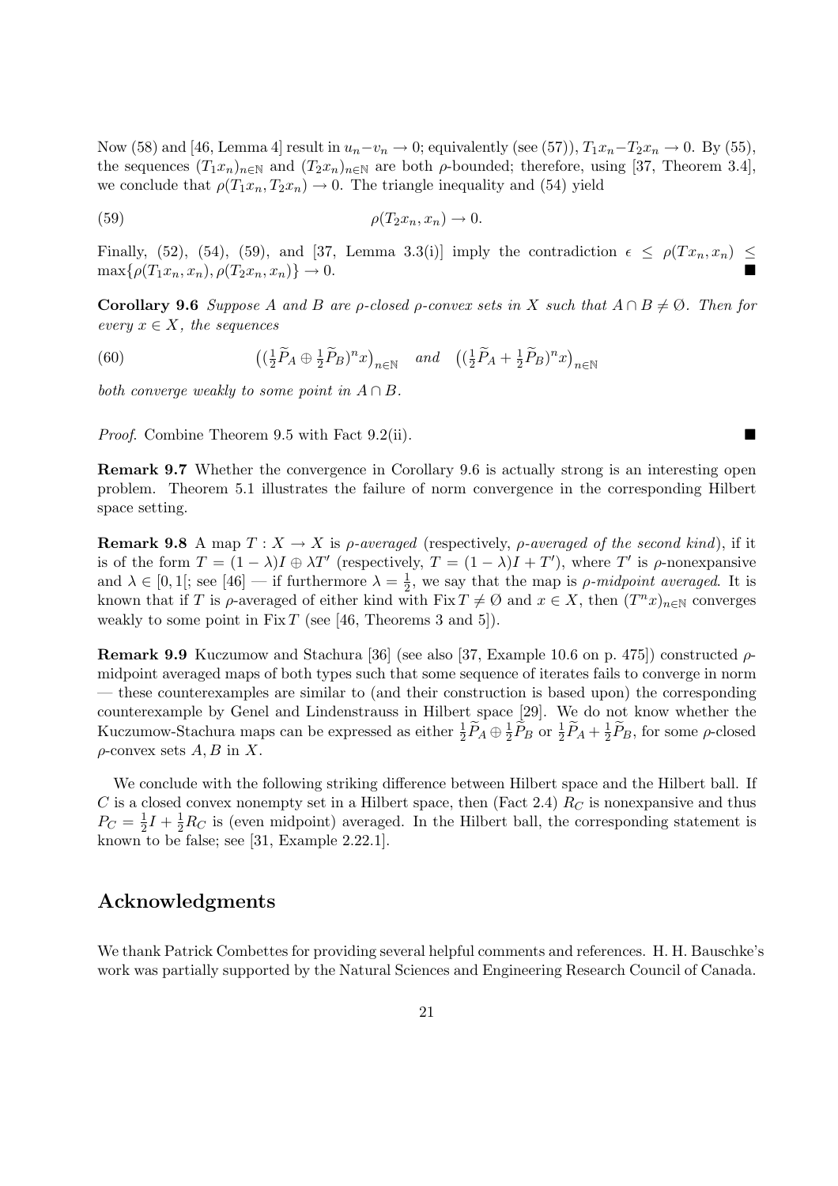Now (58) and [46, Lemma 4] result in $u_n - v_n \to 0$; equivalently (see (57)), $T_1 x_n - T_2 x_n \to 0$. By (55), the sequences $(T_1 x_n)_{n\in\mathbb{N}}$ and $(T_2 x_n)_{n\in\mathbb{N}}$ are both $\rho$-bounded; therefore, using [37, Theorem 3.4], we conclude that $\rho(T_1 x_n, T_2 x_n) \to 0$. The triangle inequality and (54) yield

$$\rho(T_2 x_n, x_n) \to 0. \tag{59}$$

Finally, (52), (54), (59), and [37, Lemma 3.3(i)] imply the contradiction $\epsilon \leq \rho(Tx_n, x_n) \leq \max\{\rho(T_1 x_n, x_n), \rho(T_2 x_n, x_n)\} \to 0$. ■

**Corollary 9.6** *Suppose $A$ and $B$ are $\rho$-closed $\rho$-convex sets in $X$ such that $A \cap B \neq \varnothing$. Then for every $x \in X$, the sequences*

$$\big((\tfrac{1}{2}\widetilde{P}_A \oplus \tfrac{1}{2}\widetilde{P}_B)^n x\big)_{n\in\mathbb{N}} \quad \text{and} \quad \big((\tfrac{1}{2}\widetilde{P}_A + \tfrac{1}{2}\widetilde{P}_B)^n x\big)_{n\in\mathbb{N}} \tag{60}$$

*both converge weakly to some point in $A \cap B$.*

*Proof*. Combine Theorem 9.5 with Fact 9.2(ii). ■

**Remark 9.7** Whether the convergence in Corollary 9.6 is actually strong is an interesting open problem. Theorem 5.1 illustrates the failure of norm convergence in the corresponding Hilbert space setting.

**Remark 9.8** A map $T : X \to X$ is *$\rho$-averaged* (respectively, *$\rho$-averaged of the second kind*), if it is of the form $T = (1-\lambda)I \oplus \lambda T'$ (respectively, $T = (1-\lambda)I + T'$), where $T'$ is $\rho$-nonexpansive and $\lambda \in [0, 1[$; see [46] — if furthermore $\lambda = \frac{1}{2}$, we say that the map is *$\rho$-midpoint averaged*. It is known that if $T$ is $\rho$-averaged of either kind with $\operatorname{Fix} T \neq \varnothing$ and $x \in X$, then $(T^n x)_{n\in\mathbb{N}}$ converges weakly to some point in $\operatorname{Fix} T$ (see [46, Theorems 3 and 5]).

**Remark 9.9** Kuczumow and Stachura [36] (see also [37, Example 10.6 on p. 475]) constructed $\rho$-midpoint averaged maps of both types such that some sequence of iterates fails to converge in norm — these counterexamples are similar to (and their construction is based upon) the corresponding counterexample by Genel and Lindenstrauss in Hilbert space [29]. We do not know whether the Kuczumow-Stachura maps can be expressed as either $\frac{1}{2}\widetilde{P}_A \oplus \frac{1}{2}\widetilde{P}_B$ or $\frac{1}{2}\widetilde{P}_A + \frac{1}{2}\widetilde{P}_B$, for some $\rho$-closed $\rho$-convex sets $A, B$ in $X$.

We conclude with the following striking difference between Hilbert space and the Hilbert ball. If $C$ is a closed convex nonempty set in a Hilbert space, then (Fact 2.4) $R_C$ is nonexpansive and thus $P_C = \frac{1}{2}I + \frac{1}{2}R_C$ is (even midpoint) averaged. In the Hilbert ball, the corresponding statement is known to be false; see [31, Example 2.22.1].

## Acknowledgments

We thank Patrick Combettes for providing several helpful comments and references. H. H. Bauschke's work was partially supported by the Natural Sciences and Engineering Research Council of Canada.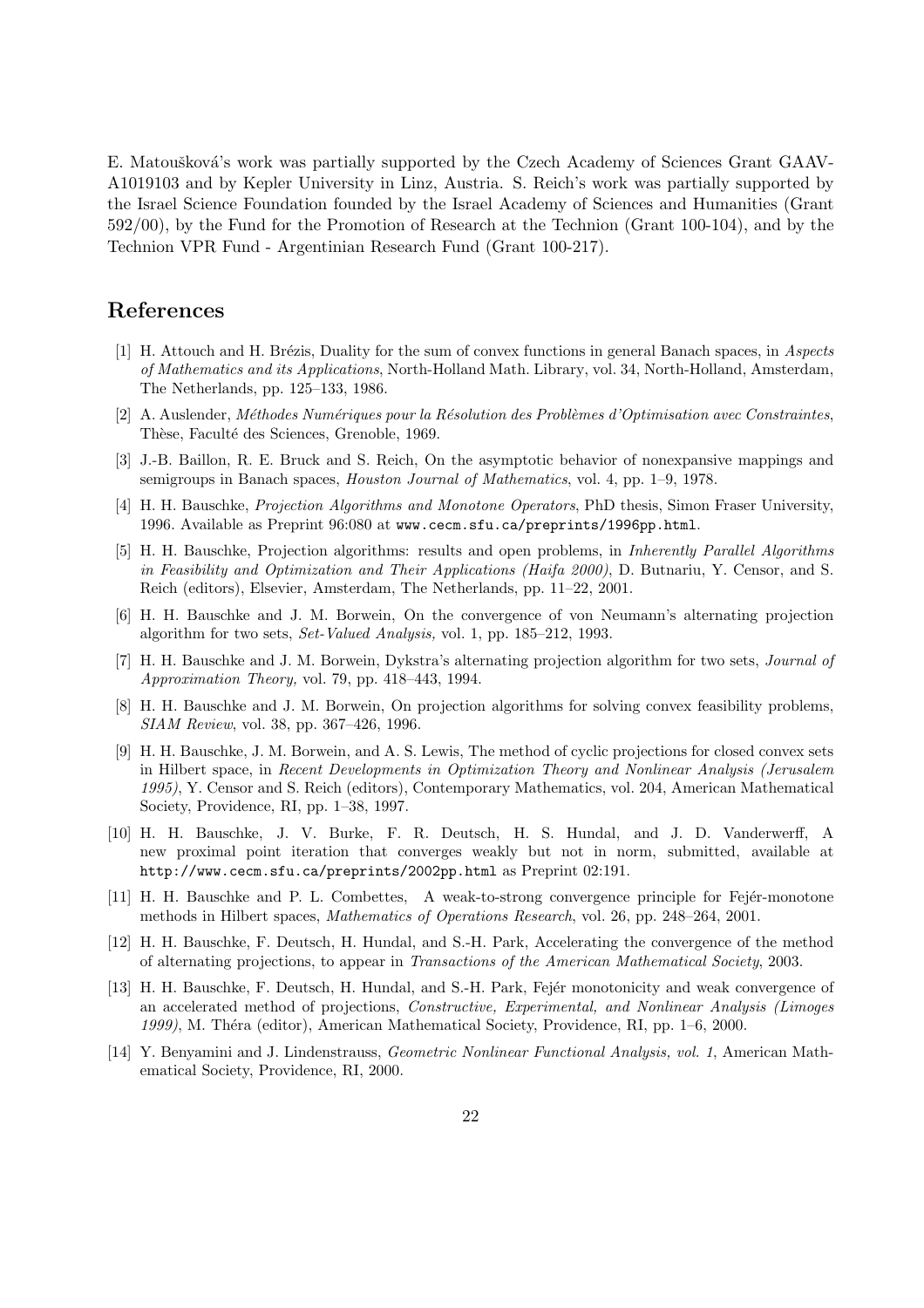E. Matoušková's work was partially supported by the Czech Academy of Sciences Grant GAAV-A1019103 and by Kepler University in Linz, Austria. S. Reich's work was partially supported by the Israel Science Foundation founded by the Israel Academy of Sciences and Humanities (Grant 592/00), by the Fund for the Promotion of Research at the Technion (Grant 100-104), and by the Technion VPR Fund - Argentinian Research Fund (Grant 100-217).

# References

[1] H. Attouch and H. Brézis, Duality for the sum of convex functions in general Banach spaces, in *Aspects of Mathematics and its Applications*, North-Holland Math. Library, vol. 34, North-Holland, Amsterdam, The Netherlands, pp. 125–133, 1986.

[2] A. Auslender, *Méthodes Numériques pour la Résolution des Problèmes d'Optimisation avec Constraintes*, Thèse, Faculté des Sciences, Grenoble, 1969.

[3] J.-B. Baillon, R. E. Bruck and S. Reich, On the asymptotic behavior of nonexpansive mappings and semigroups in Banach spaces, *Houston Journal of Mathematics*, vol. 4, pp. 1–9, 1978.

[4] H. H. Bauschke, *Projection Algorithms and Monotone Operators*, PhD thesis, Simon Fraser University, 1996. Available as Preprint 96:080 at `www.cecm.sfu.ca/preprints/1996pp.html`.

[5] H. H. Bauschke, Projection algorithms: results and open problems, in *Inherently Parallel Algorithms in Feasibility and Optimization and Their Applications (Haifa 2000)*, D. Butnariu, Y. Censor, and S. Reich (editors), Elsevier, Amsterdam, The Netherlands, pp. 11–22, 2001.

[6] H. H. Bauschke and J. M. Borwein, On the convergence of von Neumann's alternating projection algorithm for two sets, *Set-Valued Analysis,* vol. 1, pp. 185–212, 1993.

[7] H. H. Bauschke and J. M. Borwein, Dykstra's alternating projection algorithm for two sets, *Journal of Approximation Theory,* vol. 79, pp. 418–443, 1994.

[8] H. H. Bauschke and J. M. Borwein, On projection algorithms for solving convex feasibility problems, *SIAM Review*, vol. 38, pp. 367–426, 1996.

[9] H. H. Bauschke, J. M. Borwein, and A. S. Lewis, The method of cyclic projections for closed convex sets in Hilbert space, in *Recent Developments in Optimization Theory and Nonlinear Analysis (Jerusalem 1995)*, Y. Censor and S. Reich (editors), Contemporary Mathematics, vol. 204, American Mathematical Society, Providence, RI, pp. 1–38, 1997.

[10] H. H. Bauschke, J. V. Burke, F. R. Deutsch, H. S. Hundal, and J. D. Vanderwerff, A new proximal point iteration that converges weakly but not in norm, submitted, available at `http://www.cecm.sfu.ca/preprints/2002pp.html` as Preprint 02:191.

[11] H. H. Bauschke and P. L. Combettes, A weak-to-strong convergence principle for Fejér-monotone methods in Hilbert spaces, *Mathematics of Operations Research*, vol. 26, pp. 248–264, 2001.

[12] H. H. Bauschke, F. Deutsch, H. Hundal, and S.-H. Park, Accelerating the convergence of the method of alternating projections, to appear in *Transactions of the American Mathematical Society*, 2003.

[13] H. H. Bauschke, F. Deutsch, H. Hundal, and S.-H. Park, Fejér monotonicity and weak convergence of an accelerated method of projections, *Constructive, Experimental, and Nonlinear Analysis (Limoges 1999)*, M. Théra (editor), American Mathematical Society, Providence, RI, pp. 1–6, 2000.

[14] Y. Benyamini and J. Lindenstrauss, *Geometric Nonlinear Functional Analysis, vol. 1*, American Mathematical Society, Providence, RI, 2000.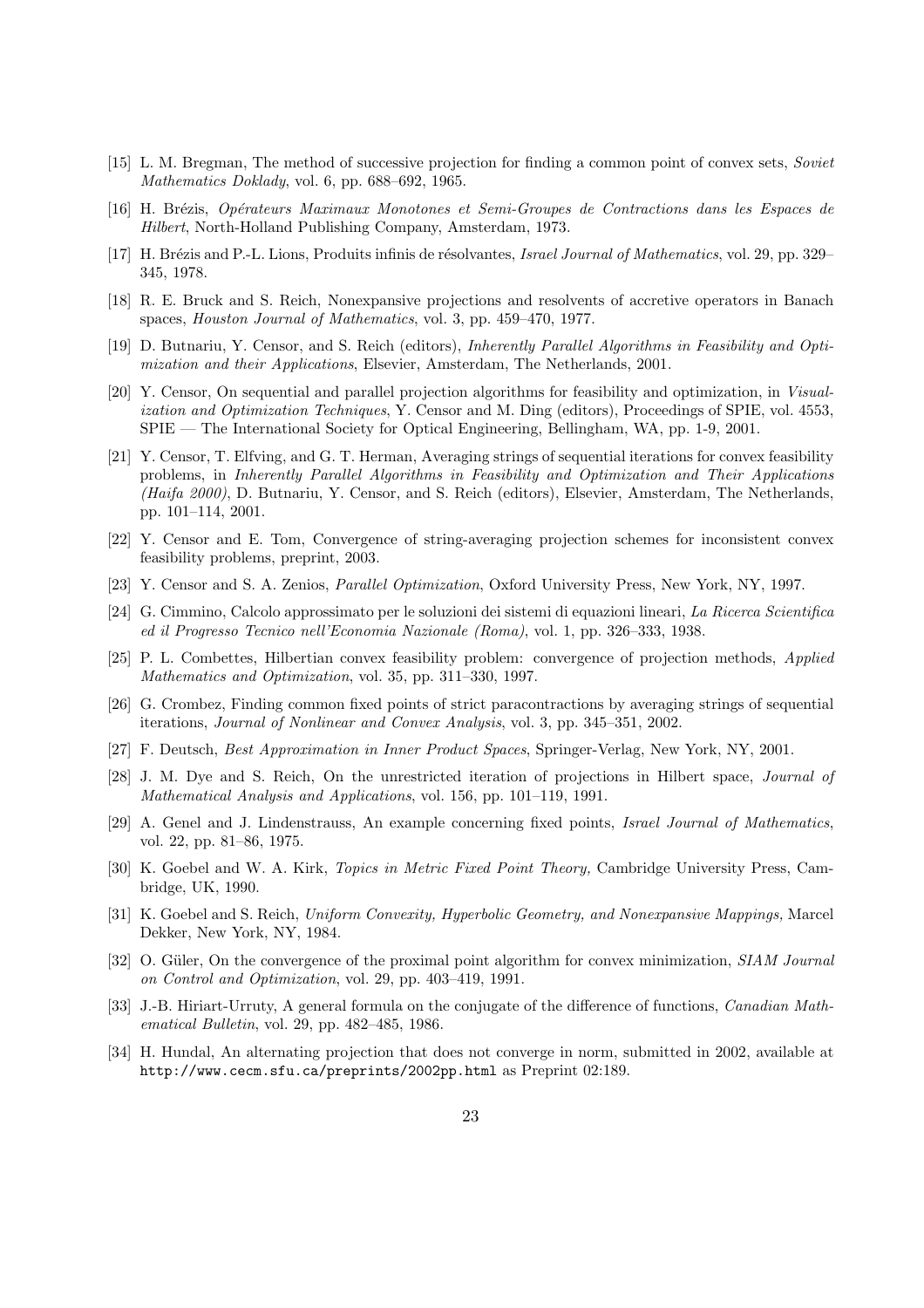[15] L. M. Bregman, The method of successive projection for finding a common point of convex sets, *Soviet Mathematics Doklady*, vol. 6, pp. 688–692, 1965.

[16] H. Brézis, *Opérateurs Maximaux Monotones et Semi-Groupes de Contractions dans les Espaces de Hilbert*, North-Holland Publishing Company, Amsterdam, 1973.

[17] H. Brézis and P.-L. Lions, Produits infinis de résolvantes, *Israel Journal of Mathematics*, vol. 29, pp. 329–345, 1978.

[18] R. E. Bruck and S. Reich, Nonexpansive projections and resolvents of accretive operators in Banach spaces, *Houston Journal of Mathematics*, vol. 3, pp. 459–470, 1977.

[19] D. Butnariu, Y. Censor, and S. Reich (editors), *Inherently Parallel Algorithms in Feasibility and Optimization and their Applications*, Elsevier, Amsterdam, The Netherlands, 2001.

[20] Y. Censor, On sequential and parallel projection algorithms for feasibility and optimization, in *Visualization and Optimization Techniques*, Y. Censor and M. Ding (editors), Proceedings of SPIE, vol. 4553, SPIE — The International Society for Optical Engineering, Bellingham, WA, pp. 1-9, 2001.

[21] Y. Censor, T. Elfving, and G. T. Herman, Averaging strings of sequential iterations for convex feasibility problems, in *Inherently Parallel Algorithms in Feasibility and Optimization and Their Applications (Haifa 2000)*, D. Butnariu, Y. Censor, and S. Reich (editors), Elsevier, Amsterdam, The Netherlands, pp. 101–114, 2001.

[22] Y. Censor and E. Tom, Convergence of string-averaging projection schemes for inconsistent convex feasibility problems, preprint, 2003.

[23] Y. Censor and S. A. Zenios, *Parallel Optimization*, Oxford University Press, New York, NY, 1997.

[24] G. Cimmino, Calcolo approssimato per le soluzioni dei sistemi di equazioni lineari, *La Ricerca Scientifica ed il Progresso Tecnico nell'Economia Nazionale (Roma)*, vol. 1, pp. 326–333, 1938.

[25] P. L. Combettes, Hilbertian convex feasibility problem: convergence of projection methods, *Applied Mathematics and Optimization*, vol. 35, pp. 311–330, 1997.

[26] G. Crombez, Finding common fixed points of strict paracontractions by averaging strings of sequential iterations, *Journal of Nonlinear and Convex Analysis*, vol. 3, pp. 345–351, 2002.

[27] F. Deutsch, *Best Approximation in Inner Product Spaces*, Springer-Verlag, New York, NY, 2001.

[28] J. M. Dye and S. Reich, On the unrestricted iteration of projections in Hilbert space, *Journal of Mathematical Analysis and Applications*, vol. 156, pp. 101–119, 1991.

[29] A. Genel and J. Lindenstrauss, An example concerning fixed points, *Israel Journal of Mathematics*, vol. 22, pp. 81–86, 1975.

[30] K. Goebel and W. A. Kirk, *Topics in Metric Fixed Point Theory,* Cambridge University Press, Cambridge, UK, 1990.

[31] K. Goebel and S. Reich, *Uniform Convexity, Hyperbolic Geometry, and Nonexpansive Mappings,* Marcel Dekker, New York, NY, 1984.

[32] O. Güler, On the convergence of the proximal point algorithm for convex minimization, *SIAM Journal on Control and Optimization*, vol. 29, pp. 403–419, 1991.

[33] J.-B. Hiriart-Urruty, A general formula on the conjugate of the difference of functions, *Canadian Mathematical Bulletin*, vol. 29, pp. 482–485, 1986.

[34] H. Hundal, An alternating projection that does not converge in norm, submitted in 2002, available at `http://www.cecm.sfu.ca/preprints/2002pp.html` as Preprint 02:189.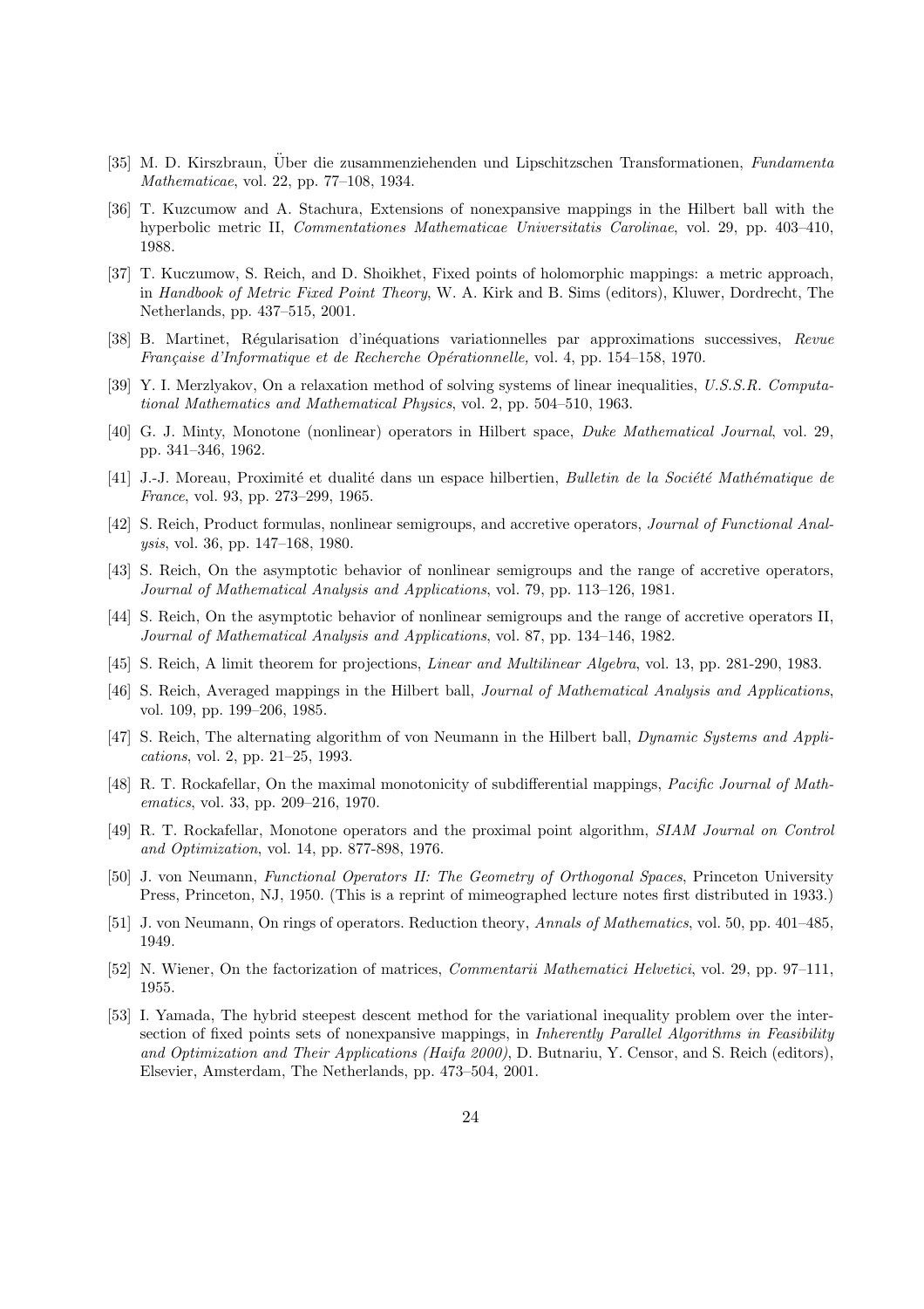[35] M. D. Kirszbraun, Über die zusammenziehenden und Lipschitzschen Transformationen, *Fundamenta Mathematicae*, vol. 22, pp. 77–108, 1934.

[36] T. Kuzcumow and A. Stachura, Extensions of nonexpansive mappings in the Hilbert ball with the hyperbolic metric II, *Commentationes Mathematicae Universitatis Carolinae*, vol. 29, pp. 403–410, 1988.

[37] T. Kuczumow, S. Reich, and D. Shoikhet, Fixed points of holomorphic mappings: a metric approach, in *Handbook of Metric Fixed Point Theory*, W. A. Kirk and B. Sims (editors), Kluwer, Dordrecht, The Netherlands, pp. 437–515, 2001.

[38] B. Martinet, Régularisation d'inéquations variationnelles par approximations successives, *Revue Française d'Informatique et de Recherche Opérationnelle,* vol. 4, pp. 154–158, 1970.

[39] Y. I. Merzlyakov, On a relaxation method of solving systems of linear inequalities, *U.S.S.R. Computational Mathematics and Mathematical Physics*, vol. 2, pp. 504–510, 1963.

[40] G. J. Minty, Monotone (nonlinear) operators in Hilbert space, *Duke Mathematical Journal*, vol. 29, pp. 341–346, 1962.

[41] J.-J. Moreau, Proximité et dualité dans un espace hilbertien, *Bulletin de la Société Mathématique de France*, vol. 93, pp. 273–299, 1965.

[42] S. Reich, Product formulas, nonlinear semigroups, and accretive operators, *Journal of Functional Analysis*, vol. 36, pp. 147–168, 1980.

[43] S. Reich, On the asymptotic behavior of nonlinear semigroups and the range of accretive operators, *Journal of Mathematical Analysis and Applications*, vol. 79, pp. 113–126, 1981.

[44] S. Reich, On the asymptotic behavior of nonlinear semigroups and the range of accretive operators II, *Journal of Mathematical Analysis and Applications*, vol. 87, pp. 134–146, 1982.

[45] S. Reich, A limit theorem for projections, *Linear and Multilinear Algebra*, vol. 13, pp. 281-290, 1983.

[46] S. Reich, Averaged mappings in the Hilbert ball, *Journal of Mathematical Analysis and Applications*, vol. 109, pp. 199–206, 1985.

[47] S. Reich, The alternating algorithm of von Neumann in the Hilbert ball, *Dynamic Systems and Applications*, vol. 2, pp. 21–25, 1993.

[48] R. T. Rockafellar, On the maximal monotonicity of subdifferential mappings, *Pacific Journal of Mathematics*, vol. 33, pp. 209–216, 1970.

[49] R. T. Rockafellar, Monotone operators and the proximal point algorithm, *SIAM Journal on Control and Optimization*, vol. 14, pp. 877-898, 1976.

[50] J. von Neumann, *Functional Operators II: The Geometry of Orthogonal Spaces*, Princeton University Press, Princeton, NJ, 1950. (This is a reprint of mimeographed lecture notes first distributed in 1933.)

[51] J. von Neumann, On rings of operators. Reduction theory, *Annals of Mathematics*, vol. 50, pp. 401–485, 1949.

[52] N. Wiener, On the factorization of matrices, *Commentarii Mathematici Helvetici*, vol. 29, pp. 97–111, 1955.

[53] I. Yamada, The hybrid steepest descent method for the variational inequality problem over the intersection of fixed points sets of nonexpansive mappings, in *Inherently Parallel Algorithms in Feasibility and Optimization and Their Applications (Haifa 2000)*, D. Butnariu, Y. Censor, and S. Reich (editors), Elsevier, Amsterdam, The Netherlands, pp. 473–504, 2001.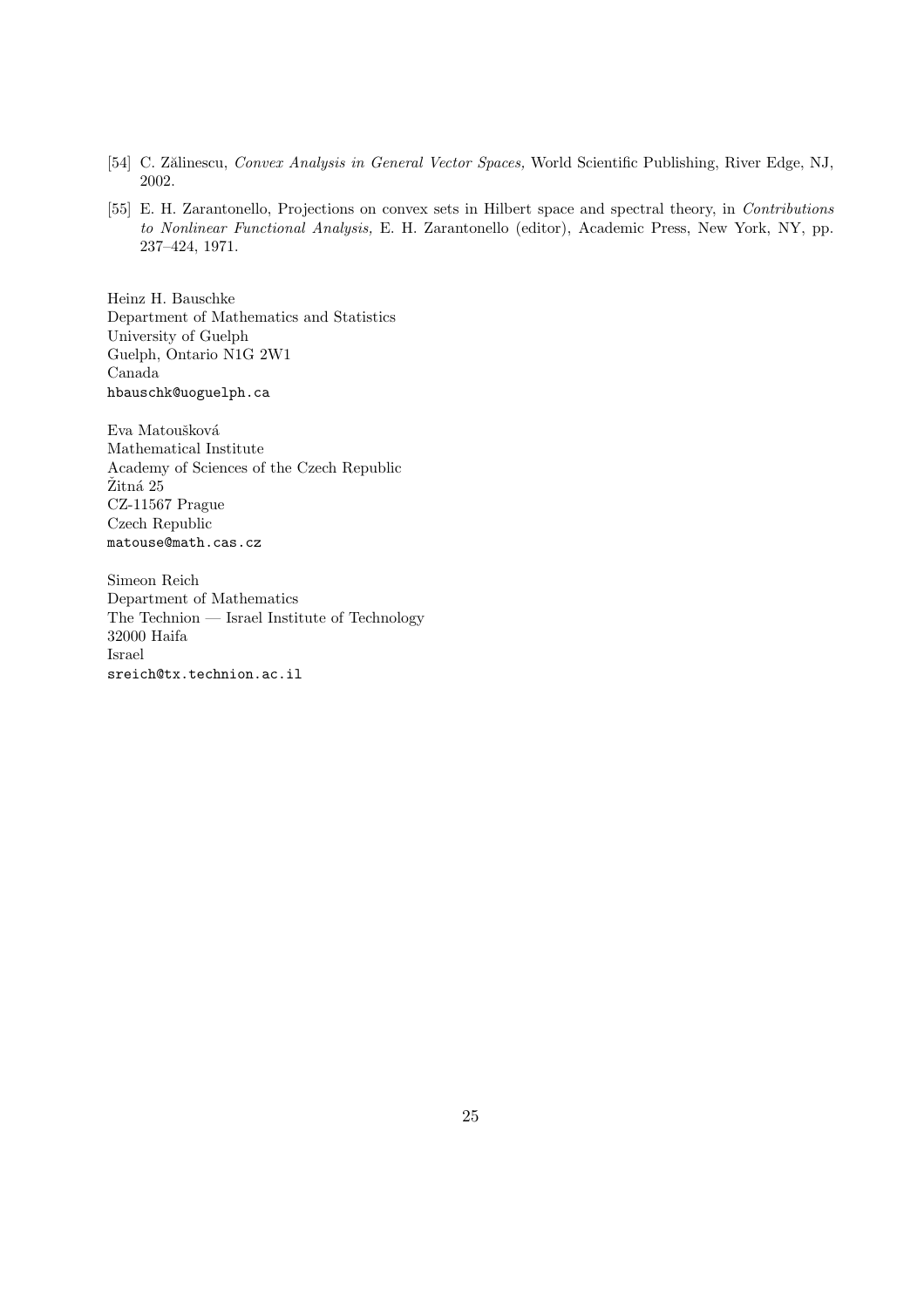[54] C. Zălinescu, *Convex Analysis in General Vector Spaces,* World Scientific Publishing, River Edge, NJ, 2002.

[55] E. H. Zarantonello, Projections on convex sets in Hilbert space and spectral theory, in *Contributions to Nonlinear Functional Analysis,* E. H. Zarantonello (editor), Academic Press, New York, NY, pp. 237–424, 1971.

Heinz H. Bauschke
Department of Mathematics and Statistics
University of Guelph
Guelph, Ontario N1G 2W1
Canada
hbauschk@uoguelph.ca

Eva Matoušková
Mathematical Institute
Academy of Sciences of the Czech Republic
Žitná 25
CZ-11567 Prague
Czech Republic
matouse@math.cas.cz

Simeon Reich
Department of Mathematics
The Technion — Israel Institute of Technology
32000 Haifa
Israel
sreich@tx.technion.ac.il